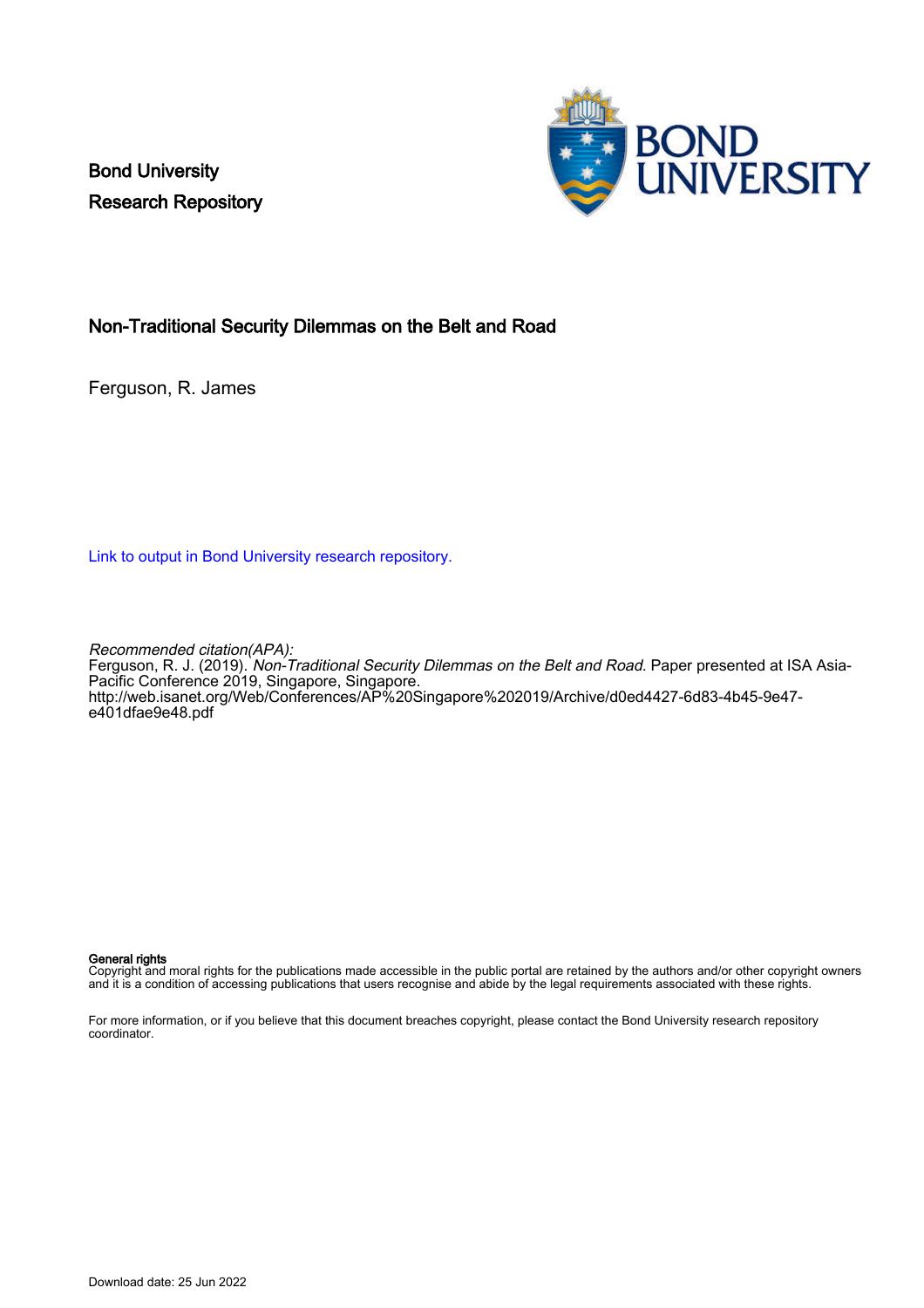Bond University
Research Repository

# Non-Traditional Security Dilemmas on the Belt and Road

Ferguson, R. James

Link to output in Bond University research repository.

*Recommended citation(APA):*
Ferguson, R. J. (2019). *Non-Traditional Security Dilemmas on the Belt and Road*. Paper presented at ISA Asia-Pacific Conference 2019, Singapore, Singapore.
http://web.isanet.org/Web/Conferences/AP%20Singapore%202019/Archive/d0ed4427-6d83-4b45-9e47-e401dfae9e48.pdf

**General rights**
Copyright and moral rights for the publications made accessible in the public portal are retained by the authors and/or other copyright owners and it is a condition of accessing publications that users recognise and abide by the legal requirements associated with these rights.

For more information, or if you believe that this document breaches copyright, please contact the Bond University research repository coordinator.

Download date: 25 Jun 2022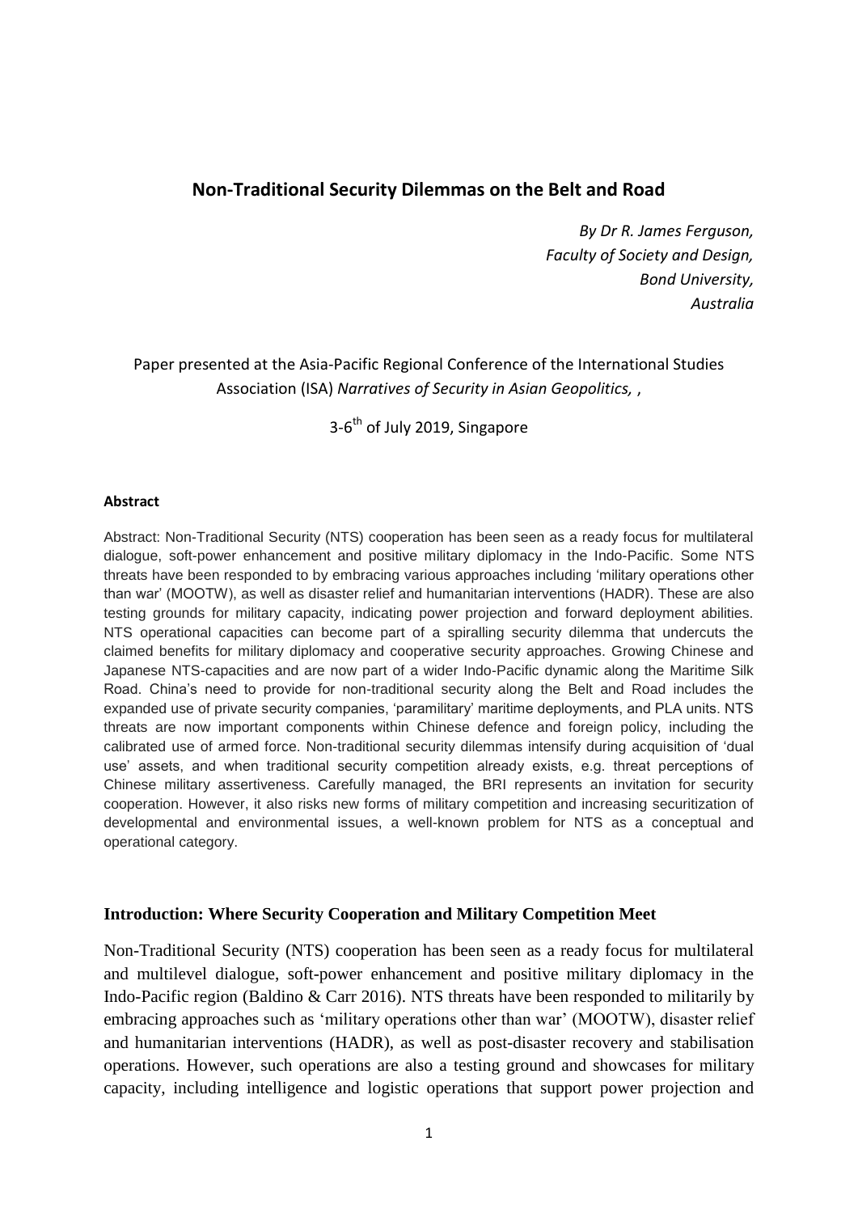# Non-Traditional Security Dilemmas on the Belt and Road

*By Dr R. James Ferguson,*
*Faculty of Society and Design,*
*Bond University,*
*Australia*

Paper presented at the Asia-Pacific Regional Conference of the International Studies Association (ISA) *Narratives of Security in Asian Geopolitics,* ,

3-6th of July 2019, Singapore

#### Abstract

Abstract: Non-Traditional Security (NTS) cooperation has been seen as a ready focus for multilateral dialogue, soft-power enhancement and positive military diplomacy in the Indo-Pacific. Some NTS threats have been responded to by embracing various approaches including 'military operations other than war' (MOOTW), as well as disaster relief and humanitarian interventions (HADR). These are also testing grounds for military capacity, indicating power projection and forward deployment abilities. NTS operational capacities can become part of a spiralling security dilemma that undercuts the claimed benefits for military diplomacy and cooperative security approaches. Growing Chinese and Japanese NTS-capacities and are now part of a wider Indo-Pacific dynamic along the Maritime Silk Road. China's need to provide for non-traditional security along the Belt and Road includes the expanded use of private security companies, 'paramilitary' maritime deployments, and PLA units. NTS threats are now important components within Chinese defence and foreign policy, including the calibrated use of armed force. Non-traditional security dilemmas intensify during acquisition of 'dual use' assets, and when traditional security competition already exists, e.g. threat perceptions of Chinese military assertiveness. Carefully managed, the BRI represents an invitation for security cooperation. However, it also risks new forms of military competition and increasing securitization of developmental and environmental issues, a well-known problem for NTS as a conceptual and operational category.

## Introduction: Where Security Cooperation and Military Competition Meet

Non-Traditional Security (NTS) cooperation has been seen as a ready focus for multilateral and multilevel dialogue, soft-power enhancement and positive military diplomacy in the Indo-Pacific region (Baldino & Carr 2016). NTS threats have been responded to militarily by embracing approaches such as 'military operations other than war' (MOOTW), disaster relief and humanitarian interventions (HADR), as well as post-disaster recovery and stabilisation operations. However, such operations are also a testing ground and showcases for military capacity, including intelligence and logistic operations that support power projection and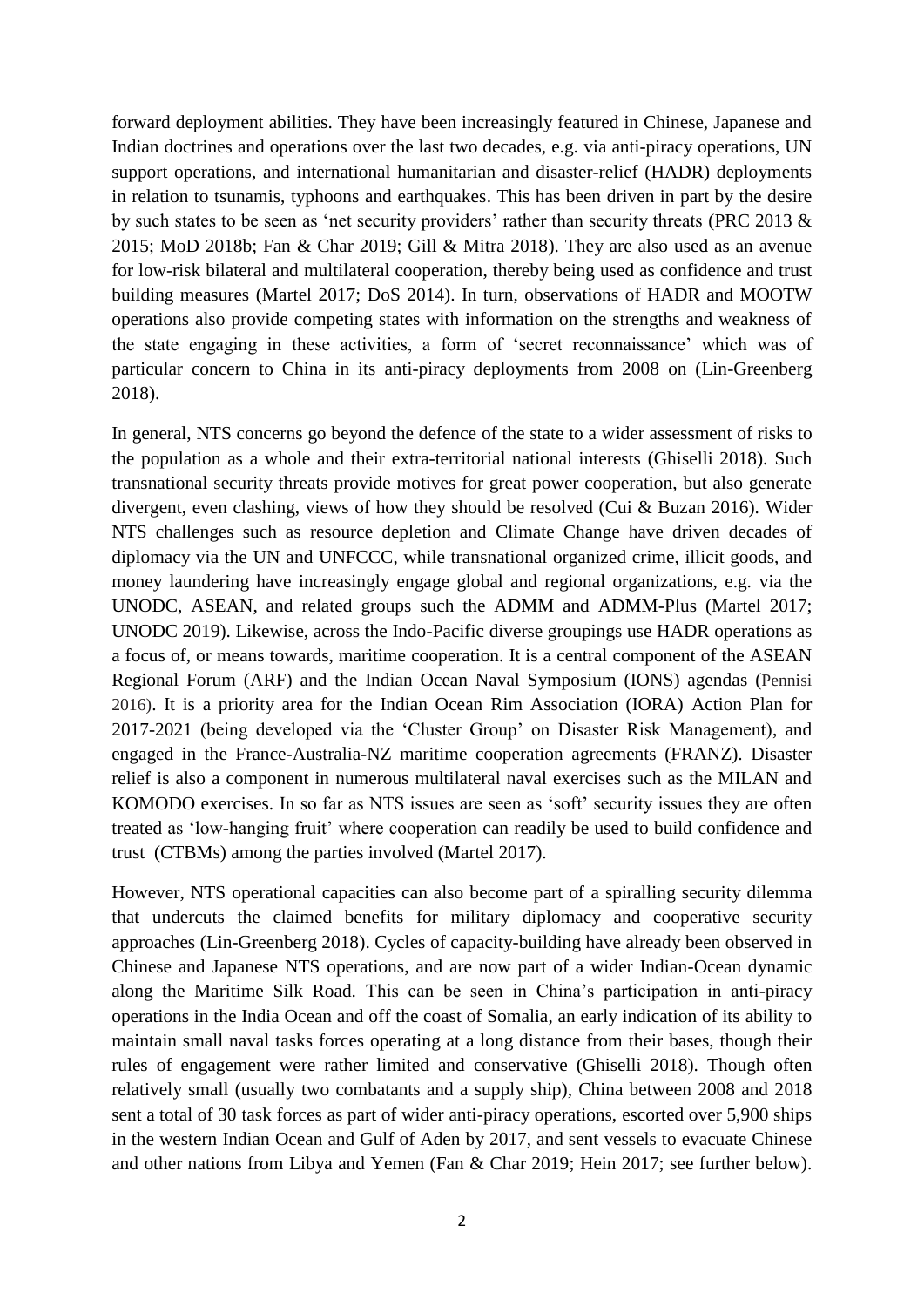forward deployment abilities. They have been increasingly featured in Chinese, Japanese and Indian doctrines and operations over the last two decades, e.g. via anti-piracy operations, UN support operations, and international humanitarian and disaster-relief (HADR) deployments in relation to tsunamis, typhoons and earthquakes. This has been driven in part by the desire by such states to be seen as 'net security providers' rather than security threats (PRC 2013 & 2015; MoD 2018b; Fan & Char 2019; Gill & Mitra 2018). They are also used as an avenue for low-risk bilateral and multilateral cooperation, thereby being used as confidence and trust building measures (Martel 2017; DoS 2014). In turn, observations of HADR and MOOTW operations also provide competing states with information on the strengths and weakness of the state engaging in these activities, a form of 'secret reconnaissance' which was of particular concern to China in its anti-piracy deployments from 2008 on (Lin-Greenberg 2018).

In general, NTS concerns go beyond the defence of the state to a wider assessment of risks to the population as a whole and their extra-territorial national interests (Ghiselli 2018). Such transnational security threats provide motives for great power cooperation, but also generate divergent, even clashing, views of how they should be resolved (Cui & Buzan 2016). Wider NTS challenges such as resource depletion and Climate Change have driven decades of diplomacy via the UN and UNFCCC, while transnational organized crime, illicit goods, and money laundering have increasingly engage global and regional organizations, e.g. via the UNODC, ASEAN, and related groups such the ADMM and ADMM-Plus (Martel 2017; UNODC 2019). Likewise, across the Indo-Pacific diverse groupings use HADR operations as a focus of, or means towards, maritime cooperation. It is a central component of the ASEAN Regional Forum (ARF) and the Indian Ocean Naval Symposium (IONS) agendas (Pennisi 2016). It is a priority area for the Indian Ocean Rim Association (IORA) Action Plan for 2017-2021 (being developed via the 'Cluster Group' on Disaster Risk Management), and engaged in the France-Australia-NZ maritime cooperation agreements (FRANZ). Disaster relief is also a component in numerous multilateral naval exercises such as the MILAN and KOMODO exercises. In so far as NTS issues are seen as 'soft' security issues they are often treated as 'low-hanging fruit' where cooperation can readily be used to build confidence and trust (CTBMs) among the parties involved (Martel 2017).

However, NTS operational capacities can also become part of a spiralling security dilemma that undercuts the claimed benefits for military diplomacy and cooperative security approaches (Lin-Greenberg 2018). Cycles of capacity-building have already been observed in Chinese and Japanese NTS operations, and are now part of a wider Indian-Ocean dynamic along the Maritime Silk Road. This can be seen in China's participation in anti-piracy operations in the India Ocean and off the coast of Somalia, an early indication of its ability to maintain small naval tasks forces operating at a long distance from their bases, though their rules of engagement were rather limited and conservative (Ghiselli 2018). Though often relatively small (usually two combatants and a supply ship), China between 2008 and 2018 sent a total of 30 task forces as part of wider anti-piracy operations, escorted over 5,900 ships in the western Indian Ocean and Gulf of Aden by 2017, and sent vessels to evacuate Chinese and other nations from Libya and Yemen (Fan & Char 2019; Hein 2017; see further below).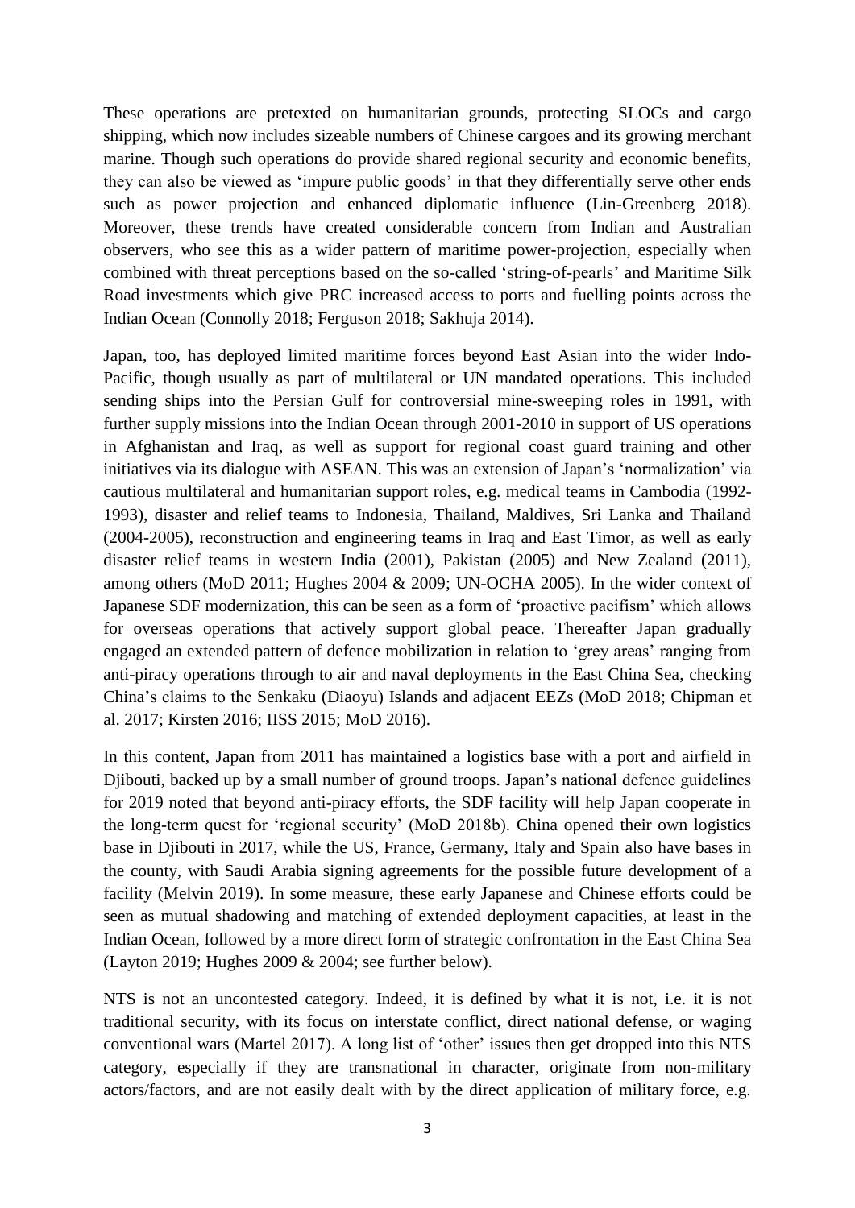These operations are pretexted on humanitarian grounds, protecting SLOCs and cargo shipping, which now includes sizeable numbers of Chinese cargoes and its growing merchant marine. Though such operations do provide shared regional security and economic benefits, they can also be viewed as 'impure public goods' in that they differentially serve other ends such as power projection and enhanced diplomatic influence (Lin-Greenberg 2018). Moreover, these trends have created considerable concern from Indian and Australian observers, who see this as a wider pattern of maritime power-projection, especially when combined with threat perceptions based on the so-called 'string-of-pearls' and Maritime Silk Road investments which give PRC increased access to ports and fuelling points across the Indian Ocean (Connolly 2018; Ferguson 2018; Sakhuja 2014).

Japan, too, has deployed limited maritime forces beyond East Asian into the wider Indo-Pacific, though usually as part of multilateral or UN mandated operations. This included sending ships into the Persian Gulf for controversial mine-sweeping roles in 1991, with further supply missions into the Indian Ocean through 2001-2010 in support of US operations in Afghanistan and Iraq, as well as support for regional coast guard training and other initiatives via its dialogue with ASEAN. This was an extension of Japan's 'normalization' via cautious multilateral and humanitarian support roles, e.g. medical teams in Cambodia (1992-1993), disaster and relief teams to Indonesia, Thailand, Maldives, Sri Lanka and Thailand (2004-2005), reconstruction and engineering teams in Iraq and East Timor, as well as early disaster relief teams in western India (2001), Pakistan (2005) and New Zealand (2011), among others (MoD 2011; Hughes 2004 & 2009; UN-OCHA 2005). In the wider context of Japanese SDF modernization, this can be seen as a form of 'proactive pacifism' which allows for overseas operations that actively support global peace. Thereafter Japan gradually engaged an extended pattern of defence mobilization in relation to 'grey areas' ranging from anti-piracy operations through to air and naval deployments in the East China Sea, checking China's claims to the Senkaku (Diaoyu) Islands and adjacent EEZs (MoD 2018; Chipman et al. 2017; Kirsten 2016; IISS 2015; MoD 2016).

In this content, Japan from 2011 has maintained a logistics base with a port and airfield in Djibouti, backed up by a small number of ground troops. Japan's national defence guidelines for 2019 noted that beyond anti-piracy efforts, the SDF facility will help Japan cooperate in the long-term quest for 'regional security' (MoD 2018b). China opened their own logistics base in Djibouti in 2017, while the US, France, Germany, Italy and Spain also have bases in the county, with Saudi Arabia signing agreements for the possible future development of a facility (Melvin 2019). In some measure, these early Japanese and Chinese efforts could be seen as mutual shadowing and matching of extended deployment capacities, at least in the Indian Ocean, followed by a more direct form of strategic confrontation in the East China Sea (Layton 2019; Hughes 2009 & 2004; see further below).

NTS is not an uncontested category. Indeed, it is defined by what it is not, i.e. it is not traditional security, with its focus on interstate conflict, direct national defense, or waging conventional wars (Martel 2017). A long list of 'other' issues then get dropped into this NTS category, especially if they are transnational in character, originate from non-military actors/factors, and are not easily dealt with by the direct application of military force, e.g.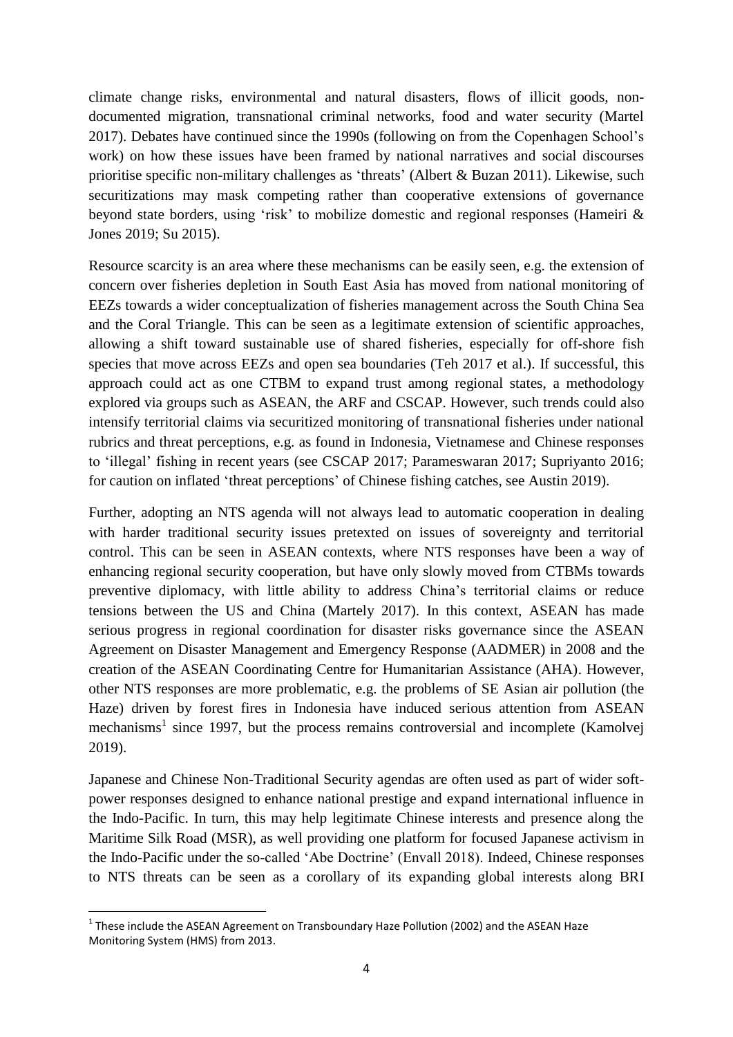climate change risks, environmental and natural disasters, flows of illicit goods, non-documented migration, transnational criminal networks, food and water security (Martel 2017). Debates have continued since the 1990s (following on from the Copenhagen School's work) on how these issues have been framed by national narratives and social discourses prioritise specific non-military challenges as 'threats' (Albert & Buzan 2011). Likewise, such securitizations may mask competing rather than cooperative extensions of governance beyond state borders, using 'risk' to mobilize domestic and regional responses (Hameiri & Jones 2019; Su 2015).

Resource scarcity is an area where these mechanisms can be easily seen, e.g. the extension of concern over fisheries depletion in South East Asia has moved from national monitoring of EEZs towards a wider conceptualization of fisheries management across the South China Sea and the Coral Triangle. This can be seen as a legitimate extension of scientific approaches, allowing a shift toward sustainable use of shared fisheries, especially for off-shore fish species that move across EEZs and open sea boundaries (Teh 2017 et al.). If successful, this approach could act as one CTBM to expand trust among regional states, a methodology explored via groups such as ASEAN, the ARF and CSCAP. However, such trends could also intensify territorial claims via securitized monitoring of transnational fisheries under national rubrics and threat perceptions, e.g. as found in Indonesia, Vietnamese and Chinese responses to 'illegal' fishing in recent years (see CSCAP 2017; Parameswaran 2017; Supriyanto 2016; for caution on inflated 'threat perceptions' of Chinese fishing catches, see Austin 2019).

Further, adopting an NTS agenda will not always lead to automatic cooperation in dealing with harder traditional security issues pretexted on issues of sovereignty and territorial control. This can be seen in ASEAN contexts, where NTS responses have been a way of enhancing regional security cooperation, but have only slowly moved from CTBMs towards preventive diplomacy, with little ability to address China's territorial claims or reduce tensions between the US and China (Martely 2017). In this context, ASEAN has made serious progress in regional coordination for disaster risks governance since the ASEAN Agreement on Disaster Management and Emergency Response (AADMER) in 2008 and the creation of the ASEAN Coordinating Centre for Humanitarian Assistance (AHA). However, other NTS responses are more problematic, e.g. the problems of SE Asian air pollution (the Haze) driven by forest fires in Indonesia have induced serious attention from ASEAN mechanisms[1] since 1997, but the process remains controversial and incomplete (Kamolvej 2019).

Japanese and Chinese Non-Traditional Security agendas are often used as part of wider soft-power responses designed to enhance national prestige and expand international influence in the Indo-Pacific. In turn, this may help legitimate Chinese interests and presence along the Maritime Silk Road (MSR), as well providing one platform for focused Japanese activism in the Indo-Pacific under the so-called 'Abe Doctrine' (Envall 2018). Indeed, Chinese responses to NTS threats can be seen as a corollary of its expanding global interests along BRI

[1] These include the ASEAN Agreement on Transboundary Haze Pollution (2002) and the ASEAN Haze Monitoring System (HMS) from 2013.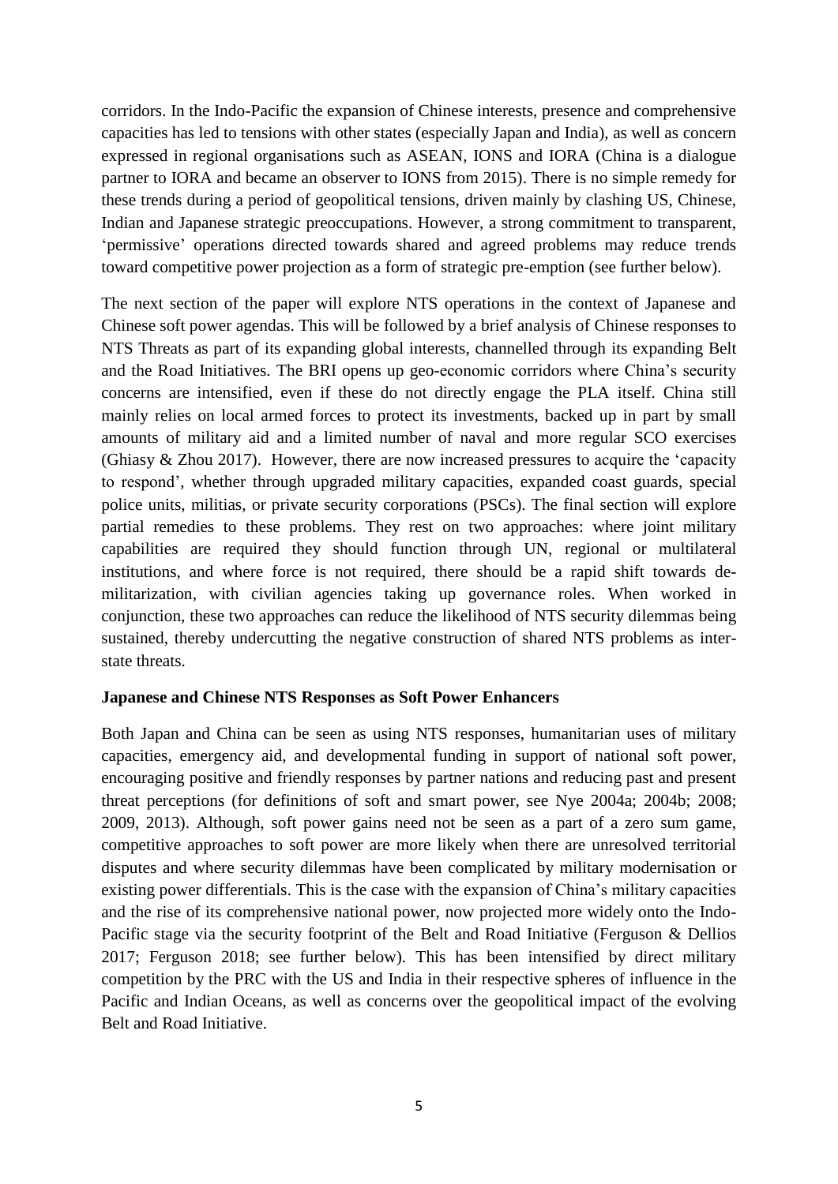corridors. In the Indo-Pacific the expansion of Chinese interests, presence and comprehensive capacities has led to tensions with other states (especially Japan and India), as well as concern expressed in regional organisations such as ASEAN, IONS and IORA (China is a dialogue partner to IORA and became an observer to IONS from 2015). There is no simple remedy for these trends during a period of geopolitical tensions, driven mainly by clashing US, Chinese, Indian and Japanese strategic preoccupations. However, a strong commitment to transparent, 'permissive' operations directed towards shared and agreed problems may reduce trends toward competitive power projection as a form of strategic pre-emption (see further below).

The next section of the paper will explore NTS operations in the context of Japanese and Chinese soft power agendas. This will be followed by a brief analysis of Chinese responses to NTS Threats as part of its expanding global interests, channelled through its expanding Belt and the Road Initiatives. The BRI opens up geo-economic corridors where China's security concerns are intensified, even if these do not directly engage the PLA itself. China still mainly relies on local armed forces to protect its investments, backed up in part by small amounts of military aid and a limited number of naval and more regular SCO exercises (Ghiasy & Zhou 2017). However, there are now increased pressures to acquire the 'capacity to respond', whether through upgraded military capacities, expanded coast guards, special police units, militias, or private security corporations (PSCs). The final section will explore partial remedies to these problems. They rest on two approaches: where joint military capabilities are required they should function through UN, regional or multilateral institutions, and where force is not required, there should be a rapid shift towards de-militarization, with civilian agencies taking up governance roles. When worked in conjunction, these two approaches can reduce the likelihood of NTS security dilemmas being sustained, thereby undercutting the negative construction of shared NTS problems as inter-state threats.

**Japanese and Chinese NTS Responses as Soft Power Enhancers**

Both Japan and China can be seen as using NTS responses, humanitarian uses of military capacities, emergency aid, and developmental funding in support of national soft power, encouraging positive and friendly responses by partner nations and reducing past and present threat perceptions (for definitions of soft and smart power, see Nye 2004a; 2004b; 2008; 2009, 2013). Although, soft power gains need not be seen as a part of a zero sum game, competitive approaches to soft power are more likely when there are unresolved territorial disputes and where security dilemmas have been complicated by military modernisation or existing power differentials. This is the case with the expansion of China's military capacities and the rise of its comprehensive national power, now projected more widely onto the Indo-Pacific stage via the security footprint of the Belt and Road Initiative (Ferguson & Dellios 2017; Ferguson 2018; see further below). This has been intensified by direct military competition by the PRC with the US and India in their respective spheres of influence in the Pacific and Indian Oceans, as well as concerns over the geopolitical impact of the evolving Belt and Road Initiative.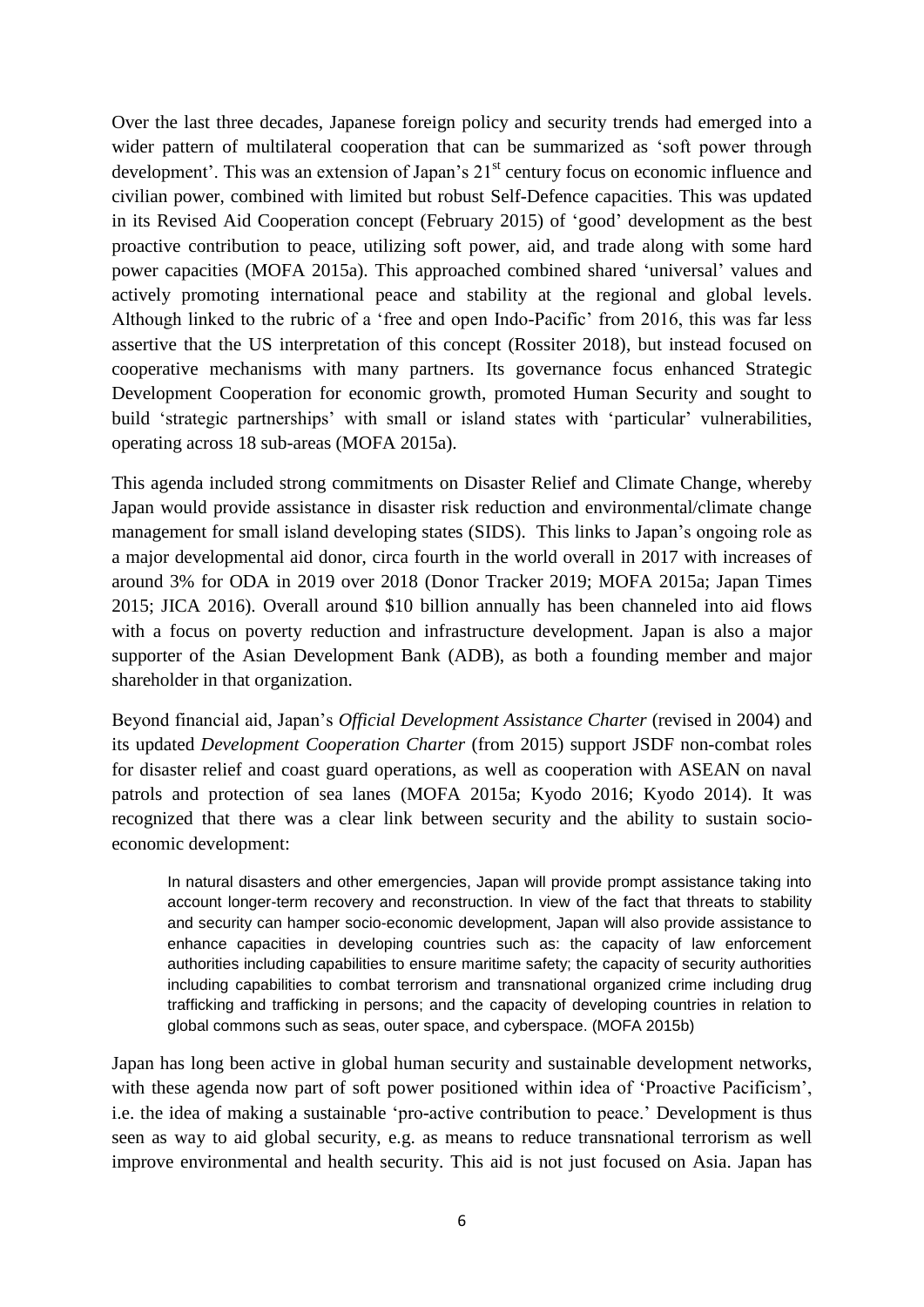Over the last three decades, Japanese foreign policy and security trends had emerged into a wider pattern of multilateral cooperation that can be summarized as 'soft power through development'. This was an extension of Japan's 21st century focus on economic influence and civilian power, combined with limited but robust Self-Defence capacities. This was updated in its Revised Aid Cooperation concept (February 2015) of 'good' development as the best proactive contribution to peace, utilizing soft power, aid, and trade along with some hard power capacities (MOFA 2015a). This approached combined shared 'universal' values and actively promoting international peace and stability at the regional and global levels. Although linked to the rubric of a 'free and open Indo-Pacific' from 2016, this was far less assertive that the US interpretation of this concept (Rossiter 2018), but instead focused on cooperative mechanisms with many partners. Its governance focus enhanced Strategic Development Cooperation for economic growth, promoted Human Security and sought to build 'strategic partnerships' with small or island states with 'particular' vulnerabilities, operating across 18 sub-areas (MOFA 2015a).

This agenda included strong commitments on Disaster Relief and Climate Change, whereby Japan would provide assistance in disaster risk reduction and environmental/climate change management for small island developing states (SIDS). This links to Japan's ongoing role as a major developmental aid donor, circa fourth in the world overall in 2017 with increases of around 3% for ODA in 2019 over 2018 (Donor Tracker 2019; MOFA 2015a; Japan Times 2015; JICA 2016). Overall around $10 billion annually has been channeled into aid flows with a focus on poverty reduction and infrastructure development. Japan is also a major supporter of the Asian Development Bank (ADB), as both a founding member and major shareholder in that organization.

Beyond financial aid, Japan's *Official Development Assistance Charter* (revised in 2004) and its updated *Development Cooperation Charter* (from 2015) support JSDF non-combat roles for disaster relief and coast guard operations, as well as cooperation with ASEAN on naval patrols and protection of sea lanes (MOFA 2015a; Kyodo 2016; Kyodo 2014). It was recognized that there was a clear link between security and the ability to sustain socio-economic development:

> In natural disasters and other emergencies, Japan will provide prompt assistance taking into account longer-term recovery and reconstruction. In view of the fact that threats to stability and security can hamper socio-economic development, Japan will also provide assistance to enhance capacities in developing countries such as: the capacity of law enforcement authorities including capabilities to ensure maritime safety; the capacity of security authorities including capabilities to combat terrorism and transnational organized crime including drug trafficking and trafficking in persons; and the capacity of developing countries in relation to global commons such as seas, outer space, and cyberspace. (MOFA 2015b)

Japan has long been active in global human security and sustainable development networks, with these agenda now part of soft power positioned within idea of 'Proactive Pacificism', i.e. the idea of making a sustainable 'pro-active contribution to peace.' Development is thus seen as way to aid global security, e.g. as means to reduce transnational terrorism as well improve environmental and health security. This aid is not just focused on Asia. Japan has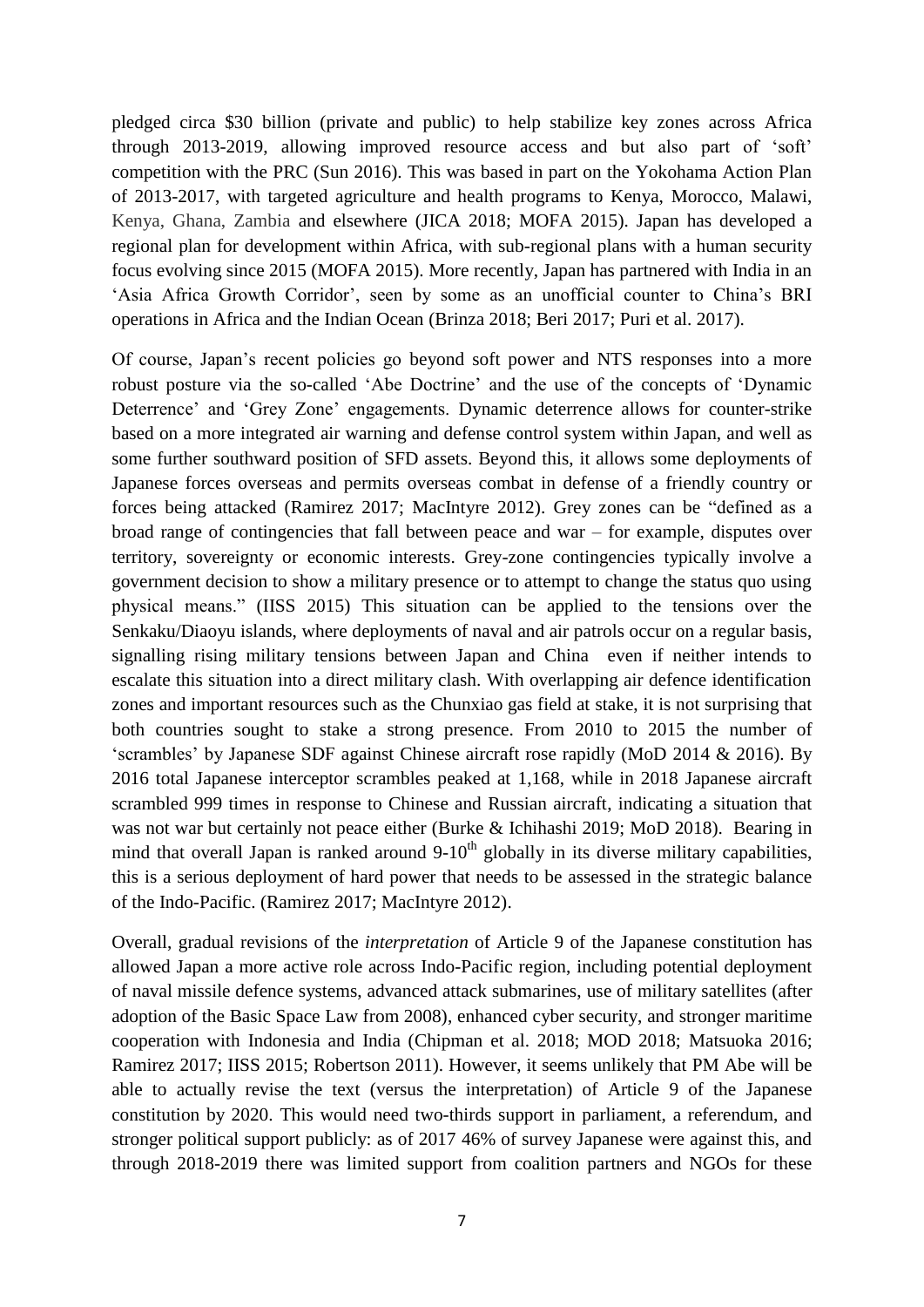pledged circa \$30 billion (private and public) to help stabilize key zones across Africa through 2013-2019, allowing improved resource access and but also part of 'soft' competition with the PRC (Sun 2016). This was based in part on the Yokohama Action Plan of 2013-2017, with targeted agriculture and health programs to Kenya, Morocco, Malawi, Kenya, Ghana, Zambia and elsewhere (JICA 2018; MOFA 2015). Japan has developed a regional plan for development within Africa, with sub-regional plans with a human security focus evolving since 2015 (MOFA 2015). More recently, Japan has partnered with India in an 'Asia Africa Growth Corridor', seen by some as an unofficial counter to China's BRI operations in Africa and the Indian Ocean (Brinza 2018; Beri 2017; Puri et al. 2017).

Of course, Japan's recent policies go beyond soft power and NTS responses into a more robust posture via the so-called 'Abe Doctrine' and the use of the concepts of 'Dynamic Deterrence' and 'Grey Zone' engagements. Dynamic deterrence allows for counter-strike based on a more integrated air warning and defense control system within Japan, and well as some further southward position of SFD assets. Beyond this, it allows some deployments of Japanese forces overseas and permits overseas combat in defense of a friendly country or forces being attacked (Ramirez 2017; MacIntyre 2012). Grey zones can be "defined as a broad range of contingencies that fall between peace and war – for example, disputes over territory, sovereignty or economic interests. Grey-zone contingencies typically involve a government decision to show a military presence or to attempt to change the status quo using physical means." (IISS 2015) This situation can be applied to the tensions over the Senkaku/Diaoyu islands, where deployments of naval and air patrols occur on a regular basis, signalling rising military tensions between Japan and China even if neither intends to escalate this situation into a direct military clash. With overlapping air defence identification zones and important resources such as the Chunxiao gas field at stake, it is not surprising that both countries sought to stake a strong presence. From 2010 to 2015 the number of 'scrambles' by Japanese SDF against Chinese aircraft rose rapidly (MoD 2014 & 2016). By 2016 total Japanese interceptor scrambles peaked at 1,168, while in 2018 Japanese aircraft scrambled 999 times in response to Chinese and Russian aircraft, indicating a situation that was not war but certainly not peace either (Burke & Ichihashi 2019; MoD 2018). Bearing in mind that overall Japan is ranked around 9-10th globally in its diverse military capabilities, this is a serious deployment of hard power that needs to be assessed in the strategic balance of the Indo-Pacific. (Ramirez 2017; MacIntyre 2012).

Overall, gradual revisions of the *interpretation* of Article 9 of the Japanese constitution has allowed Japan a more active role across Indo-Pacific region, including potential deployment of naval missile defence systems, advanced attack submarines, use of military satellites (after adoption of the Basic Space Law from 2008), enhanced cyber security, and stronger maritime cooperation with Indonesia and India (Chipman et al. 2018; MOD 2018; Matsuoka 2016; Ramirez 2017; IISS 2015; Robertson 2011). However, it seems unlikely that PM Abe will be able to actually revise the text (versus the interpretation) of Article 9 of the Japanese constitution by 2020. This would need two-thirds support in parliament, a referendum, and stronger political support publicly: as of 2017 46% of survey Japanese were against this, and through 2018-2019 there was limited support from coalition partners and NGOs for these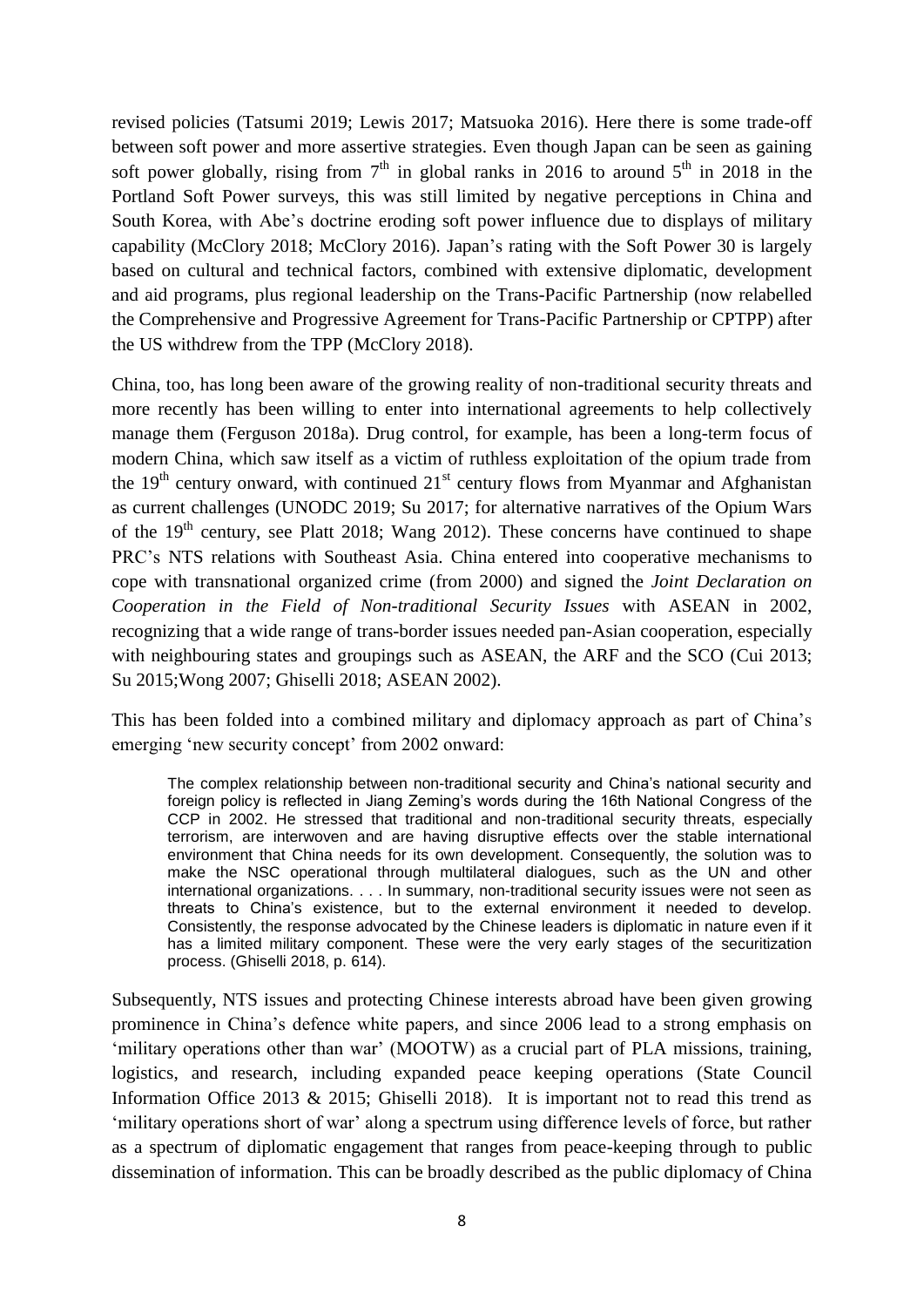revised policies (Tatsumi 2019; Lewis 2017; Matsuoka 2016). Here there is some trade-off between soft power and more assertive strategies. Even though Japan can be seen as gaining soft power globally, rising from 7th in global ranks in 2016 to around 5th in 2018 in the Portland Soft Power surveys, this was still limited by negative perceptions in China and South Korea, with Abe's doctrine eroding soft power influence due to displays of military capability (McClory 2018; McClory 2016). Japan's rating with the Soft Power 30 is largely based on cultural and technical factors, combined with extensive diplomatic, development and aid programs, plus regional leadership on the Trans-Pacific Partnership (now relabelled the Comprehensive and Progressive Agreement for Trans-Pacific Partnership or CPTPP) after the US withdrew from the TPP (McClory 2018).

China, too, has long been aware of the growing reality of non-traditional security threats and more recently has been willing to enter into international agreements to help collectively manage them (Ferguson 2018a). Drug control, for example, has been a long-term focus of modern China, which saw itself as a victim of ruthless exploitation of the opium trade from the 19th century onward, with continued 21st century flows from Myanmar and Afghanistan as current challenges (UNODC 2019; Su 2017; for alternative narratives of the Opium Wars of the 19th century, see Platt 2018; Wang 2012). These concerns have continued to shape PRC's NTS relations with Southeast Asia. China entered into cooperative mechanisms to cope with transnational organized crime (from 2000) and signed the *Joint Declaration on Cooperation in the Field of Non-traditional Security Issues* with ASEAN in 2002, recognizing that a wide range of trans-border issues needed pan-Asian cooperation, especially with neighbouring states and groupings such as ASEAN, the ARF and the SCO (Cui 2013; Su 2015;Wong 2007; Ghiselli 2018; ASEAN 2002).

This has been folded into a combined military and diplomacy approach as part of China's emerging 'new security concept' from 2002 onward:

> The complex relationship between non-traditional security and China's national security and foreign policy is reflected in Jiang Zeming's words during the 16th National Congress of the CCP in 2002. He stressed that traditional and non-traditional security threats, especially terrorism, are interwoven and are having disruptive effects over the stable international environment that China needs for its own development. Consequently, the solution was to make the NSC operational through multilateral dialogues, such as the UN and other international organizations. . . . In summary, non-traditional security issues were not seen as threats to China's existence, but to the external environment it needed to develop. Consistently, the response advocated by the Chinese leaders is diplomatic in nature even if it has a limited military component. These were the very early stages of the securitization process. (Ghiselli 2018, p. 614).

Subsequently, NTS issues and protecting Chinese interests abroad have been given growing prominence in China's defence white papers, and since 2006 lead to a strong emphasis on 'military operations other than war' (MOOTW) as a crucial part of PLA missions, training, logistics, and research, including expanded peace keeping operations (State Council Information Office 2013 & 2015; Ghiselli 2018). It is important not to read this trend as 'military operations short of war' along a spectrum using difference levels of force, but rather as a spectrum of diplomatic engagement that ranges from peace-keeping through to public dissemination of information. This can be broadly described as the public diplomacy of China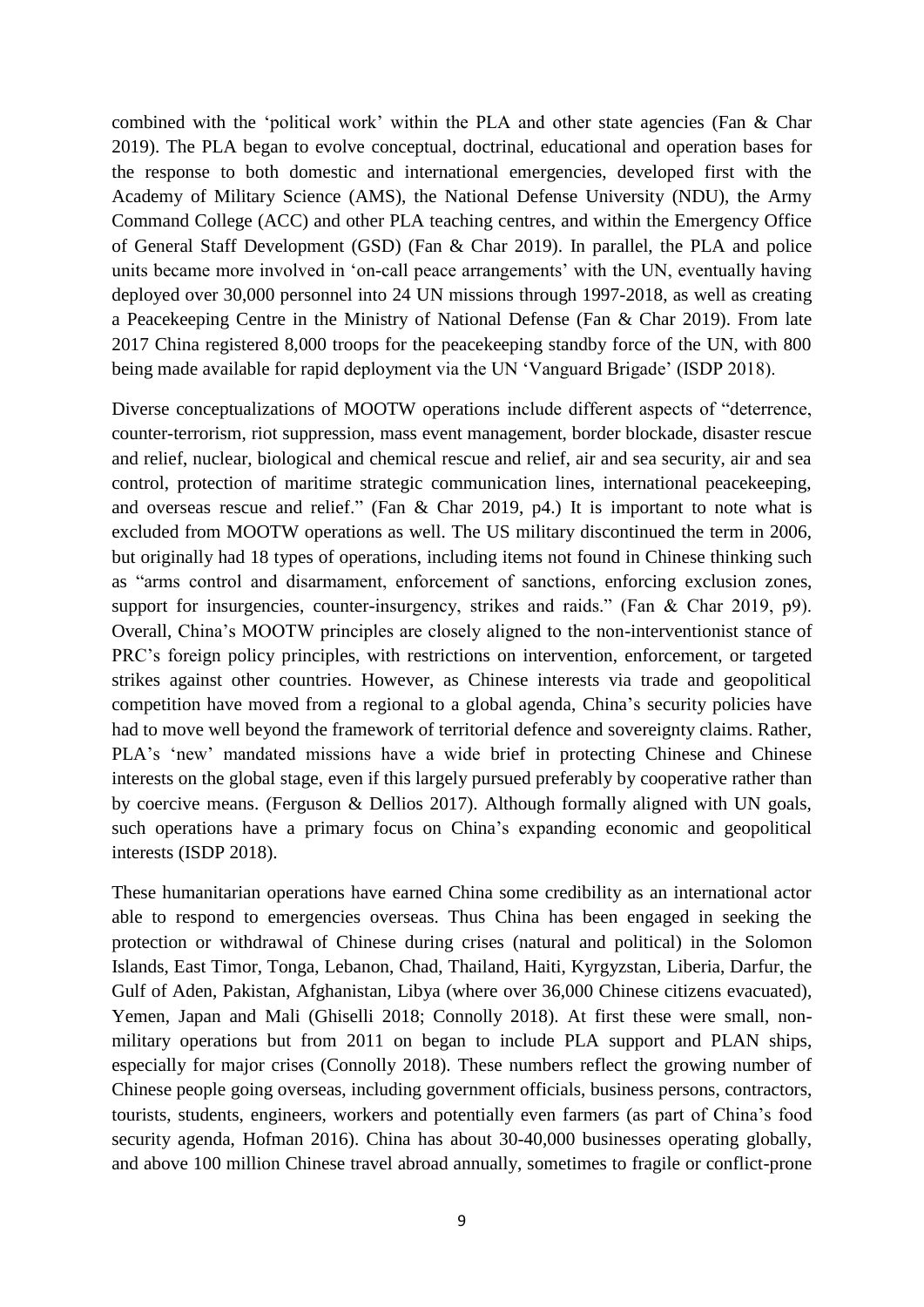combined with the 'political work' within the PLA and other state agencies (Fan & Char 2019). The PLA began to evolve conceptual, doctrinal, educational and operation bases for the response to both domestic and international emergencies, developed first with the Academy of Military Science (AMS), the National Defense University (NDU), the Army Command College (ACC) and other PLA teaching centres, and within the Emergency Office of General Staff Development (GSD) (Fan & Char 2019). In parallel, the PLA and police units became more involved in 'on-call peace arrangements' with the UN, eventually having deployed over 30,000 personnel into 24 UN missions through 1997-2018, as well as creating a Peacekeeping Centre in the Ministry of National Defense (Fan & Char 2019). From late 2017 China registered 8,000 troops for the peacekeeping standby force of the UN, with 800 being made available for rapid deployment via the UN 'Vanguard Brigade' (ISDP 2018).

Diverse conceptualizations of MOOTW operations include different aspects of "deterrence, counter-terrorism, riot suppression, mass event management, border blockade, disaster rescue and relief, nuclear, biological and chemical rescue and relief, air and sea security, air and sea control, protection of maritime strategic communication lines, international peacekeeping, and overseas rescue and relief." (Fan & Char 2019, p4.) It is important to note what is excluded from MOOTW operations as well. The US military discontinued the term in 2006, but originally had 18 types of operations, including items not found in Chinese thinking such as "arms control and disarmament, enforcement of sanctions, enforcing exclusion zones, support for insurgencies, counter-insurgency, strikes and raids." (Fan & Char 2019, p9). Overall, China's MOOTW principles are closely aligned to the non-interventionist stance of PRC's foreign policy principles, with restrictions on intervention, enforcement, or targeted strikes against other countries. However, as Chinese interests via trade and geopolitical competition have moved from a regional to a global agenda, China's security policies have had to move well beyond the framework of territorial defence and sovereignty claims. Rather, PLA's 'new' mandated missions have a wide brief in protecting Chinese and Chinese interests on the global stage, even if this largely pursued preferably by cooperative rather than by coercive means. (Ferguson & Dellios 2017). Although formally aligned with UN goals, such operations have a primary focus on China's expanding economic and geopolitical interests (ISDP 2018).

These humanitarian operations have earned China some credibility as an international actor able to respond to emergencies overseas. Thus China has been engaged in seeking the protection or withdrawal of Chinese during crises (natural and political) in the Solomon Islands, East Timor, Tonga, Lebanon, Chad, Thailand, Haiti, Kyrgyzstan, Liberia, Darfur, the Gulf of Aden, Pakistan, Afghanistan, Libya (where over 36,000 Chinese citizens evacuated), Yemen, Japan and Mali (Ghiselli 2018; Connolly 2018). At first these were small, non-military operations but from 2011 on began to include PLA support and PLAN ships, especially for major crises (Connolly 2018). These numbers reflect the growing number of Chinese people going overseas, including government officials, business persons, contractors, tourists, students, engineers, workers and potentially even farmers (as part of China's food security agenda, Hofman 2016). China has about 30-40,000 businesses operating globally, and above 100 million Chinese travel abroad annually, sometimes to fragile or conflict-prone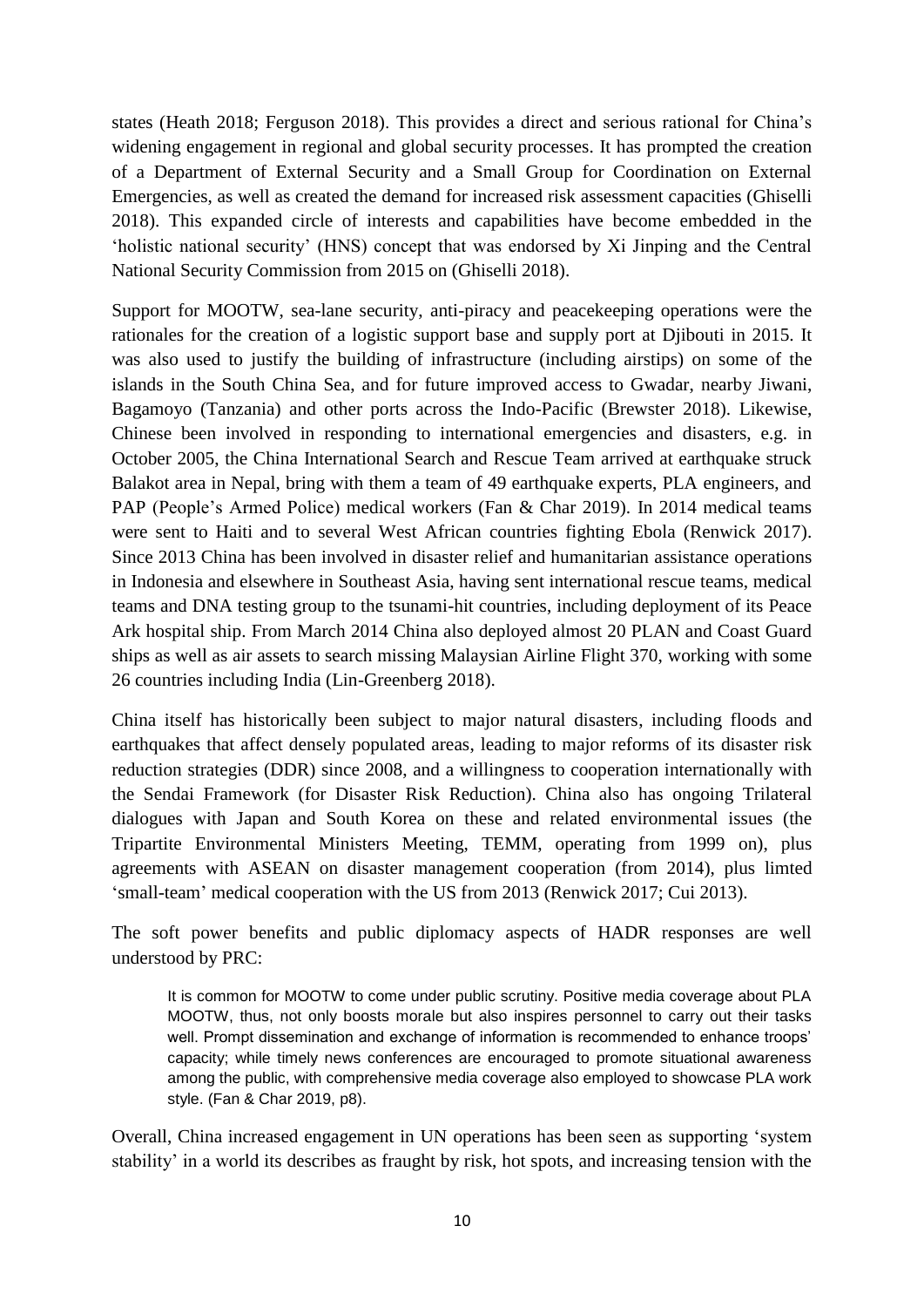states (Heath 2018; Ferguson 2018). This provides a direct and serious rational for China's widening engagement in regional and global security processes. It has prompted the creation of a Department of External Security and a Small Group for Coordination on External Emergencies, as well as created the demand for increased risk assessment capacities (Ghiselli 2018). This expanded circle of interests and capabilities have become embedded in the 'holistic national security' (HNS) concept that was endorsed by Xi Jinping and the Central National Security Commission from 2015 on (Ghiselli 2018).

Support for MOOTW, sea-lane security, anti-piracy and peacekeeping operations were the rationales for the creation of a logistic support base and supply port at Djibouti in 2015. It was also used to justify the building of infrastructure (including airstips) on some of the islands in the South China Sea, and for future improved access to Gwadar, nearby Jiwani, Bagamoyo (Tanzania) and other ports across the Indo-Pacific (Brewster 2018). Likewise, Chinese been involved in responding to international emergencies and disasters, e.g. in October 2005, the China International Search and Rescue Team arrived at earthquake struck Balakot area in Nepal, bring with them a team of 49 earthquake experts, PLA engineers, and PAP (People's Armed Police) medical workers (Fan & Char 2019). In 2014 medical teams were sent to Haiti and to several West African countries fighting Ebola (Renwick 2017). Since 2013 China has been involved in disaster relief and humanitarian assistance operations in Indonesia and elsewhere in Southeast Asia, having sent international rescue teams, medical teams and DNA testing group to the tsunami-hit countries, including deployment of its Peace Ark hospital ship. From March 2014 China also deployed almost 20 PLAN and Coast Guard ships as well as air assets to search missing Malaysian Airline Flight 370, working with some 26 countries including India (Lin-Greenberg 2018).

China itself has historically been subject to major natural disasters, including floods and earthquakes that affect densely populated areas, leading to major reforms of its disaster risk reduction strategies (DDR) since 2008, and a willingness to cooperation internationally with the Sendai Framework (for Disaster Risk Reduction). China also has ongoing Trilateral dialogues with Japan and South Korea on these and related environmental issues (the Tripartite Environmental Ministers Meeting, TEMM, operating from 1999 on), plus agreements with ASEAN on disaster management cooperation (from 2014), plus limted 'small-team' medical cooperation with the US from 2013 (Renwick 2017; Cui 2013).

The soft power benefits and public diplomacy aspects of HADR responses are well understood by PRC:

> It is common for MOOTW to come under public scrutiny. Positive media coverage about PLA MOOTW, thus, not only boosts morale but also inspires personnel to carry out their tasks well. Prompt dissemination and exchange of information is recommended to enhance troops' capacity; while timely news conferences are encouraged to promote situational awareness among the public, with comprehensive media coverage also employed to showcase PLA work style. (Fan & Char 2019, p8).

Overall, China increased engagement in UN operations has been seen as supporting 'system stability' in a world its describes as fraught by risk, hot spots, and increasing tension with the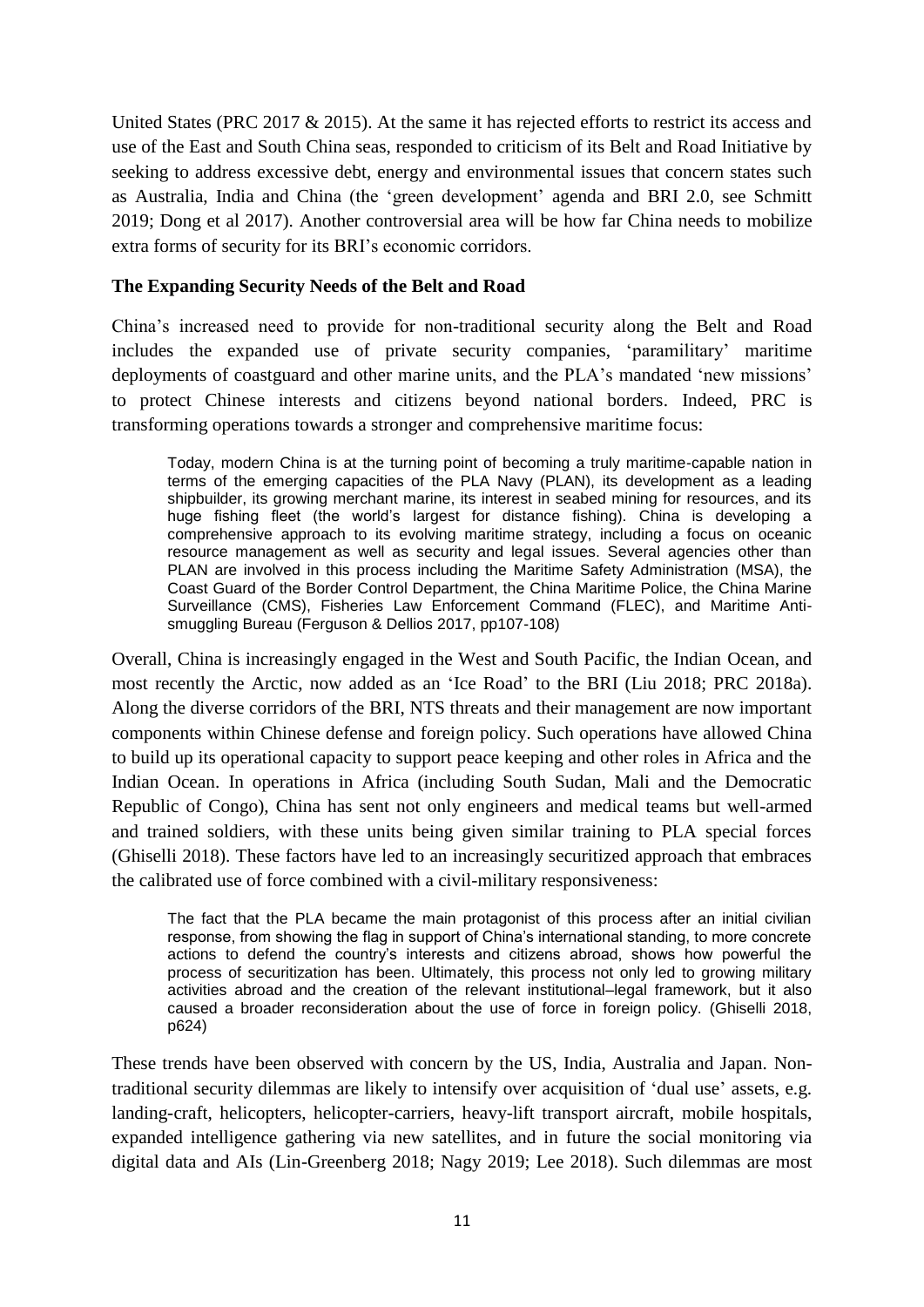United States (PRC 2017 & 2015). At the same it has rejected efforts to restrict its access and use of the East and South China seas, responded to criticism of its Belt and Road Initiative by seeking to address excessive debt, energy and environmental issues that concern states such as Australia, India and China (the 'green development' agenda and BRI 2.0, see Schmitt 2019; Dong et al 2017). Another controversial area will be how far China needs to mobilize extra forms of security for its BRI's economic corridors.

**The Expanding Security Needs of the Belt and Road**

China's increased need to provide for non-traditional security along the Belt and Road includes the expanded use of private security companies, 'paramilitary' maritime deployments of coastguard and other marine units, and the PLA's mandated 'new missions' to protect Chinese interests and citizens beyond national borders. Indeed, PRC is transforming operations towards a stronger and comprehensive maritime focus:

> Today, modern China is at the turning point of becoming a truly maritime-capable nation in terms of the emerging capacities of the PLA Navy (PLAN), its development as a leading shipbuilder, its growing merchant marine, its interest in seabed mining for resources, and its huge fishing fleet (the world's largest for distance fishing). China is developing a comprehensive approach to its evolving maritime strategy, including a focus on oceanic resource management as well as security and legal issues. Several agencies other than PLAN are involved in this process including the Maritime Safety Administration (MSA), the Coast Guard of the Border Control Department, the China Maritime Police, the China Marine Surveillance (CMS), Fisheries Law Enforcement Command (FLEC), and Maritime Anti-smuggling Bureau (Ferguson & Dellios 2017, pp107-108)

Overall, China is increasingly engaged in the West and South Pacific, the Indian Ocean, and most recently the Arctic, now added as an 'Ice Road' to the BRI (Liu 2018; PRC 2018a). Along the diverse corridors of the BRI, NTS threats and their management are now important components within Chinese defense and foreign policy. Such operations have allowed China to build up its operational capacity to support peace keeping and other roles in Africa and the Indian Ocean. In operations in Africa (including South Sudan, Mali and the Democratic Republic of Congo), China has sent not only engineers and medical teams but well-armed and trained soldiers, with these units being given similar training to PLA special forces (Ghiselli 2018). These factors have led to an increasingly securitized approach that embraces the calibrated use of force combined with a civil-military responsiveness:

> The fact that the PLA became the main protagonist of this process after an initial civilian response, from showing the flag in support of China's international standing, to more concrete actions to defend the country's interests and citizens abroad, shows how powerful the process of securitization has been. Ultimately, this process not only led to growing military activities abroad and the creation of the relevant institutional–legal framework, but it also caused a broader reconsideration about the use of force in foreign policy. (Ghiselli 2018, p624)

These trends have been observed with concern by the US, India, Australia and Japan. Non-traditional security dilemmas are likely to intensify over acquisition of 'dual use' assets, e.g. landing-craft, helicopters, helicopter-carriers, heavy-lift transport aircraft, mobile hospitals, expanded intelligence gathering via new satellites, and in future the social monitoring via digital data and AIs (Lin-Greenberg 2018; Nagy 2019; Lee 2018). Such dilemmas are most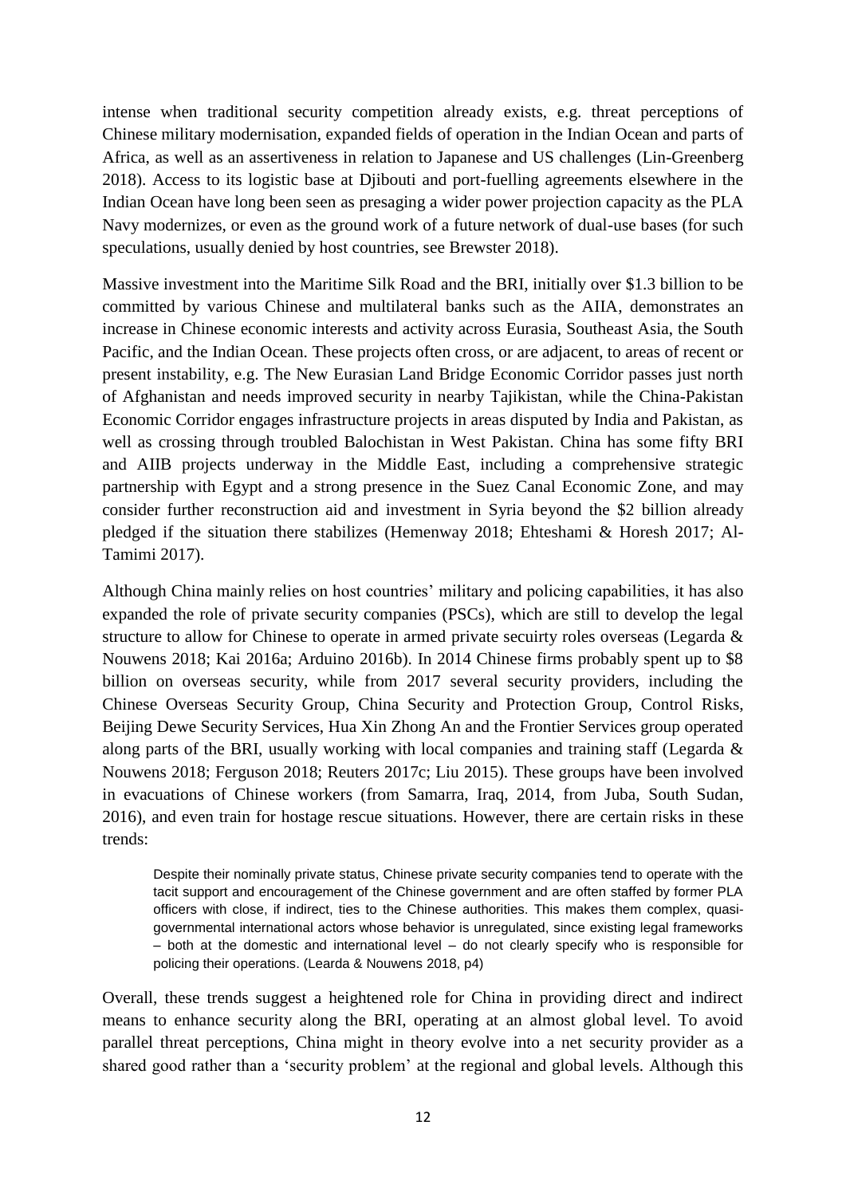intense when traditional security competition already exists, e.g. threat perceptions of Chinese military modernisation, expanded fields of operation in the Indian Ocean and parts of Africa, as well as an assertiveness in relation to Japanese and US challenges (Lin-Greenberg 2018). Access to its logistic base at Djibouti and port-fuelling agreements elsewhere in the Indian Ocean have long been seen as presaging a wider power projection capacity as the PLA Navy modernizes, or even as the ground work of a future network of dual-use bases (for such speculations, usually denied by host countries, see Brewster 2018).

Massive investment into the Maritime Silk Road and the BRI, initially over $1.3 billion to be committed by various Chinese and multilateral banks such as the AIIA, demonstrates an increase in Chinese economic interests and activity across Eurasia, Southeast Asia, the South Pacific, and the Indian Ocean. These projects often cross, or are adjacent, to areas of recent or present instability, e.g. The New Eurasian Land Bridge Economic Corridor passes just north of Afghanistan and needs improved security in nearby Tajikistan, while the China-Pakistan Economic Corridor engages infrastructure projects in areas disputed by India and Pakistan, as well as crossing through troubled Balochistan in West Pakistan. China has some fifty BRI and AIIB projects underway in the Middle East, including a comprehensive strategic partnership with Egypt and a strong presence in the Suez Canal Economic Zone, and may consider further reconstruction aid and investment in Syria beyond the $2 billion already pledged if the situation there stabilizes (Hemenway 2018; Ehteshami & Horesh 2017; Al-Tamimi 2017).

Although China mainly relies on host countries' military and policing capabilities, it has also expanded the role of private security companies (PSCs), which are still to develop the legal structure to allow for Chinese to operate in armed private secuirty roles overseas (Legarda & Nouwens 2018; Kai 2016a; Arduino 2016b). In 2014 Chinese firms probably spent up to $8 billion on overseas security, while from 2017 several security providers, including the Chinese Overseas Security Group, China Security and Protection Group, Control Risks, Beijing Dewe Security Services, Hua Xin Zhong An and the Frontier Services group operated along parts of the BRI, usually working with local companies and training staff (Legarda & Nouwens 2018; Ferguson 2018; Reuters 2017c; Liu 2015). These groups have been involved in evacuations of Chinese workers (from Samarra, Iraq, 2014, from Juba, South Sudan, 2016), and even train for hostage rescue situations. However, there are certain risks in these trends:

> Despite their nominally private status, Chinese private security companies tend to operate with the tacit support and encouragement of the Chinese government and are often staffed by former PLA officers with close, if indirect, ties to the Chinese authorities. This makes them complex, quasi-governmental international actors whose behavior is unregulated, since existing legal frameworks – both at the domestic and international level – do not clearly specify who is responsible for policing their operations. (Learda & Nouwens 2018, p4)

Overall, these trends suggest a heightened role for China in providing direct and indirect means to enhance security along the BRI, operating at an almost global level. To avoid parallel threat perceptions, China might in theory evolve into a net security provider as a shared good rather than a 'security problem' at the regional and global levels. Although this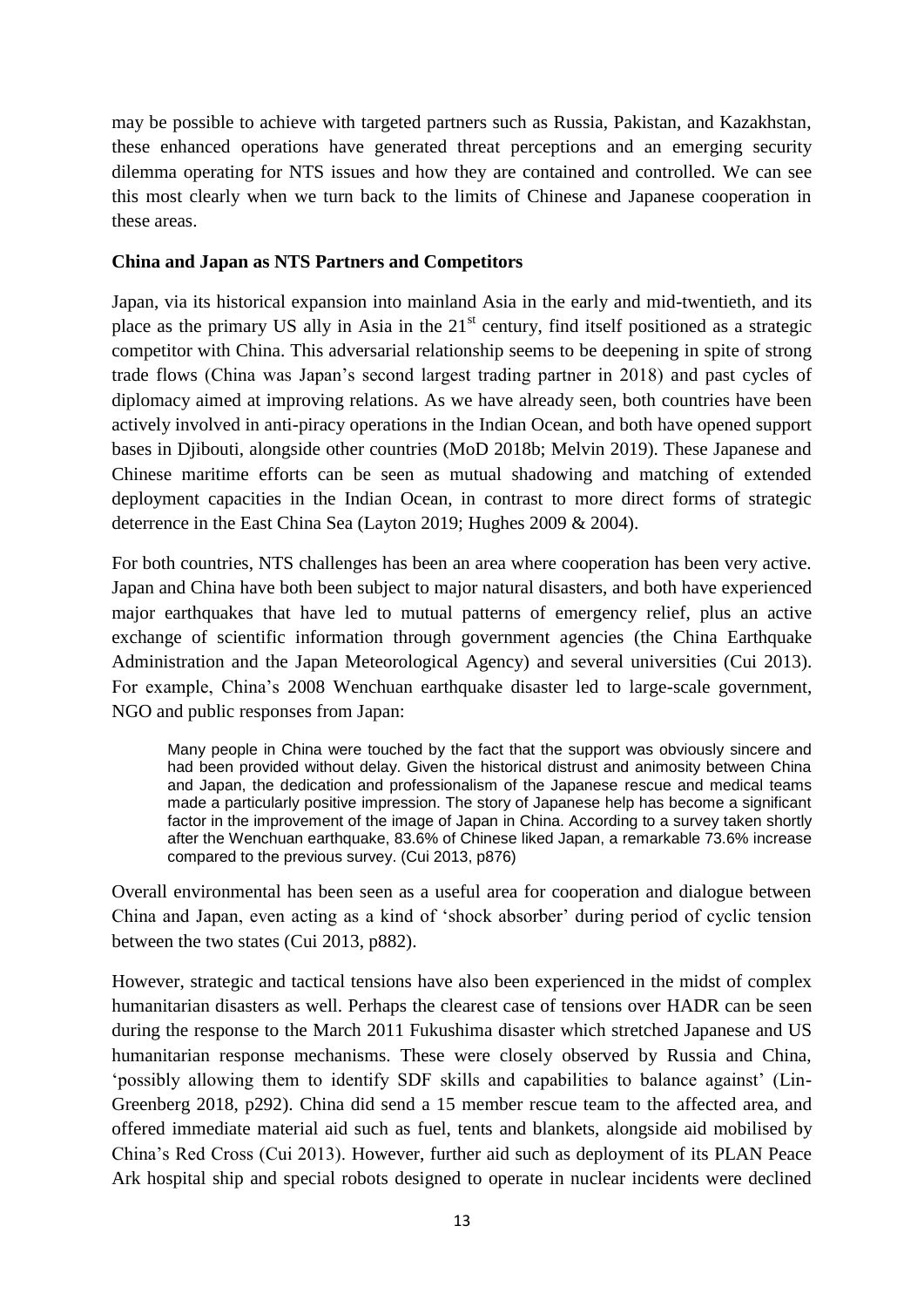may be possible to achieve with targeted partners such as Russia, Pakistan, and Kazakhstan, these enhanced operations have generated threat perceptions and an emerging security dilemma operating for NTS issues and how they are contained and controlled. We can see this most clearly when we turn back to the limits of Chinese and Japanese cooperation in these areas.

**China and Japan as NTS Partners and Competitors**

Japan, via its historical expansion into mainland Asia in the early and mid-twentieth, and its place as the primary US ally in Asia in the 21st century, find itself positioned as a strategic competitor with China. This adversarial relationship seems to be deepening in spite of strong trade flows (China was Japan's second largest trading partner in 2018) and past cycles of diplomacy aimed at improving relations. As we have already seen, both countries have been actively involved in anti-piracy operations in the Indian Ocean, and both have opened support bases in Djibouti, alongside other countries (MoD 2018b; Melvin 2019). These Japanese and Chinese maritime efforts can be seen as mutual shadowing and matching of extended deployment capacities in the Indian Ocean, in contrast to more direct forms of strategic deterrence in the East China Sea (Layton 2019; Hughes 2009 & 2004).

For both countries, NTS challenges has been an area where cooperation has been very active. Japan and China have both been subject to major natural disasters, and both have experienced major earthquakes that have led to mutual patterns of emergency relief, plus an active exchange of scientific information through government agencies (the China Earthquake Administration and the Japan Meteorological Agency) and several universities (Cui 2013). For example, China's 2008 Wenchuan earthquake disaster led to large-scale government, NGO and public responses from Japan:

> Many people in China were touched by the fact that the support was obviously sincere and had been provided without delay. Given the historical distrust and animosity between China and Japan, the dedication and professionalism of the Japanese rescue and medical teams made a particularly positive impression. The story of Japanese help has become a significant factor in the improvement of the image of Japan in China. According to a survey taken shortly after the Wenchuan earthquake, 83.6% of Chinese liked Japan, a remarkable 73.6% increase compared to the previous survey. (Cui 2013, p876)

Overall environmental has been seen as a useful area for cooperation and dialogue between China and Japan, even acting as a kind of 'shock absorber' during period of cyclic tension between the two states (Cui 2013, p882).

However, strategic and tactical tensions have also been experienced in the midst of complex humanitarian disasters as well. Perhaps the clearest case of tensions over HADR can be seen during the response to the March 2011 Fukushima disaster which stretched Japanese and US humanitarian response mechanisms. These were closely observed by Russia and China, 'possibly allowing them to identify SDF skills and capabilities to balance against' (Lin-Greenberg 2018, p292). China did send a 15 member rescue team to the affected area, and offered immediate material aid such as fuel, tents and blankets, alongside aid mobilised by China's Red Cross (Cui 2013). However, further aid such as deployment of its PLAN Peace Ark hospital ship and special robots designed to operate in nuclear incidents were declined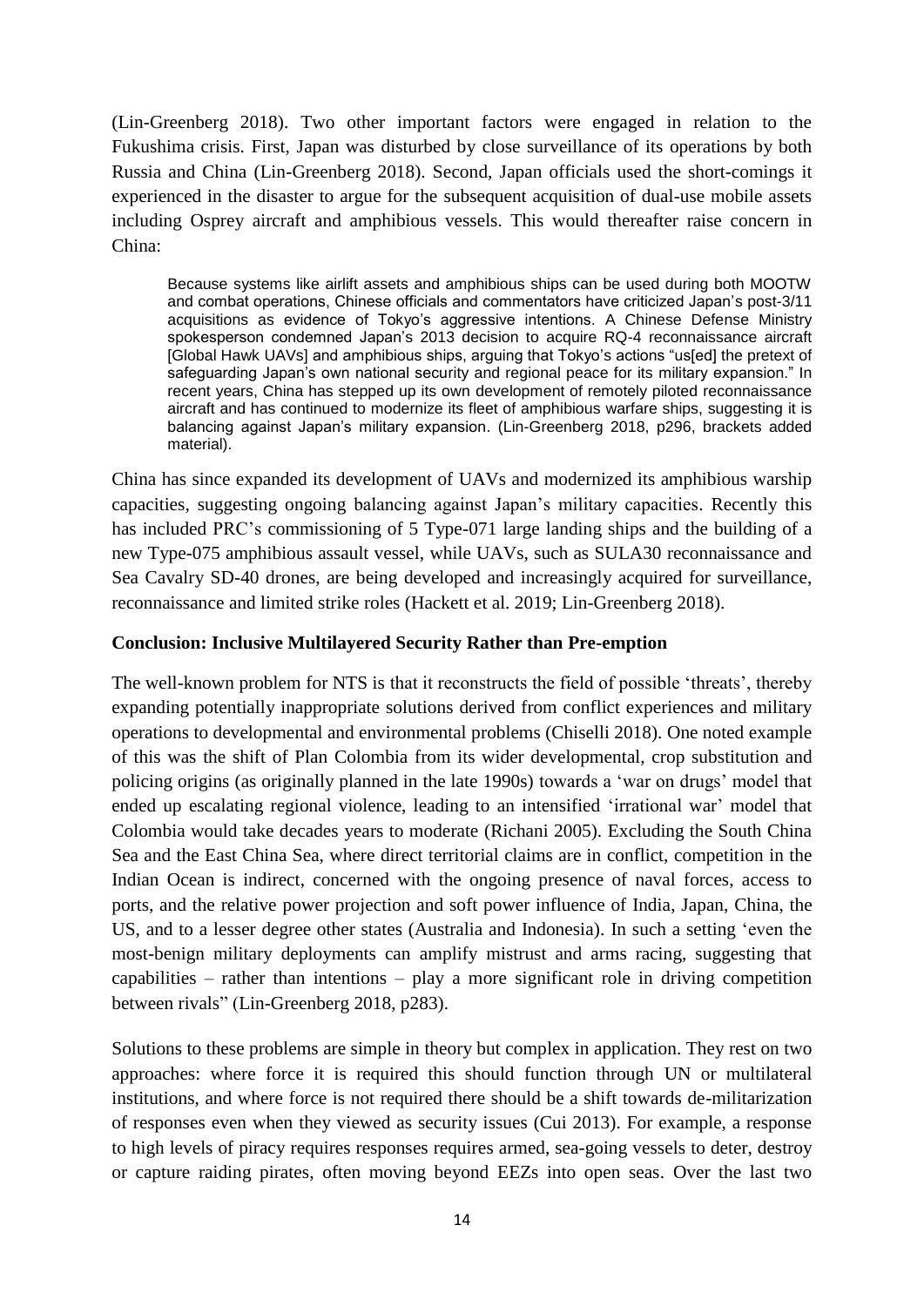(Lin-Greenberg 2018). Two other important factors were engaged in relation to the Fukushima crisis. First, Japan was disturbed by close surveillance of its operations by both Russia and China (Lin-Greenberg 2018). Second, Japan officials used the short-comings it experienced in the disaster to argue for the subsequent acquisition of dual-use mobile assets including Osprey aircraft and amphibious vessels. This would thereafter raise concern in China:

> Because systems like airlift assets and amphibious ships can be used during both MOOTW and combat operations, Chinese officials and commentators have criticized Japan's post-3/11 acquisitions as evidence of Tokyo's aggressive intentions. A Chinese Defense Ministry spokesperson condemned Japan's 2013 decision to acquire RQ-4 reconnaissance aircraft [Global Hawk UAVs] and amphibious ships, arguing that Tokyo's actions "us[ed] the pretext of safeguarding Japan's own national security and regional peace for its military expansion." In recent years, China has stepped up its own development of remotely piloted reconnaissance aircraft and has continued to modernize its fleet of amphibious warfare ships, suggesting it is balancing against Japan's military expansion. (Lin-Greenberg 2018, p296, brackets added material).

China has since expanded its development of UAVs and modernized its amphibious warship capacities, suggesting ongoing balancing against Japan's military capacities. Recently this has included PRC's commissioning of 5 Type-071 large landing ships and the building of a new Type-075 amphibious assault vessel, while UAVs, such as SULA30 reconnaissance and Sea Cavalry SD-40 drones, are being developed and increasingly acquired for surveillance, reconnaissance and limited strike roles (Hackett et al. 2019; Lin-Greenberg 2018).

## Conclusion: Inclusive Multilayered Security Rather than Pre-emption

The well-known problem for NTS is that it reconstructs the field of possible 'threats', thereby expanding potentially inappropriate solutions derived from conflict experiences and military operations to developmental and environmental problems (Chiselli 2018). One noted example of this was the shift of Plan Colombia from its wider developmental, crop substitution and policing origins (as originally planned in the late 1990s) towards a 'war on drugs' model that ended up escalating regional violence, leading to an intensified 'irrational war' model that Colombia would take decades years to moderate (Richani 2005). Excluding the South China Sea and the East China Sea, where direct territorial claims are in conflict, competition in the Indian Ocean is indirect, concerned with the ongoing presence of naval forces, access to ports, and the relative power projection and soft power influence of India, Japan, China, the US, and to a lesser degree other states (Australia and Indonesia). In such a setting 'even the most-benign military deployments can amplify mistrust and arms racing, suggesting that capabilities – rather than intentions – play a more significant role in driving competition between rivals" (Lin-Greenberg 2018, p283).

Solutions to these problems are simple in theory but complex in application. They rest on two approaches: where force it is required this should function through UN or multilateral institutions, and where force is not required there should be a shift towards de-militarization of responses even when they viewed as security issues (Cui 2013). For example, a response to high levels of piracy requires responses requires armed, sea-going vessels to deter, destroy or capture raiding pirates, often moving beyond EEZs into open seas. Over the last two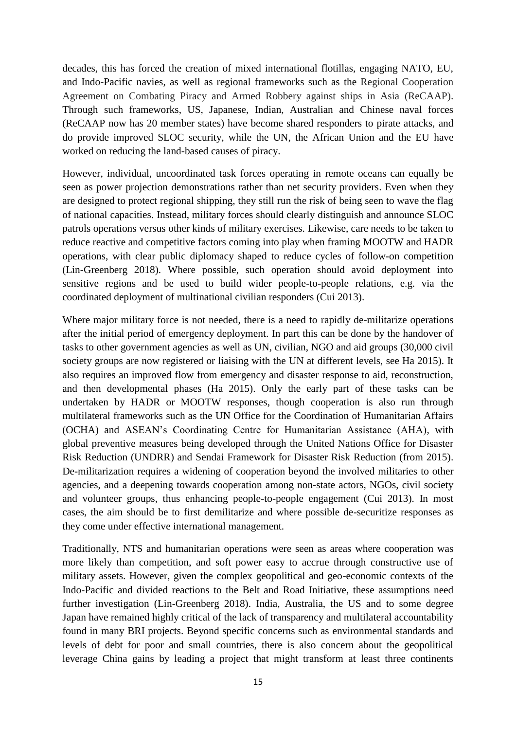decades, this has forced the creation of mixed international flotillas, engaging NATO, EU, and Indo-Pacific navies, as well as regional frameworks such as the Regional Cooperation Agreement on Combating Piracy and Armed Robbery against ships in Asia (ReCAAP). Through such frameworks, US, Japanese, Indian, Australian and Chinese naval forces (ReCAAP now has 20 member states) have become shared responders to pirate attacks, and do provide improved SLOC security, while the UN, the African Union and the EU have worked on reducing the land-based causes of piracy.

However, individual, uncoordinated task forces operating in remote oceans can equally be seen as power projection demonstrations rather than net security providers. Even when they are designed to protect regional shipping, they still run the risk of being seen to wave the flag of national capacities. Instead, military forces should clearly distinguish and announce SLOC patrols operations versus other kinds of military exercises. Likewise, care needs to be taken to reduce reactive and competitive factors coming into play when framing MOOTW and HADR operations, with clear public diplomacy shaped to reduce cycles of follow-on competition (Lin-Greenberg 2018). Where possible, such operation should avoid deployment into sensitive regions and be used to build wider people-to-people relations, e.g. via the coordinated deployment of multinational civilian responders (Cui 2013).

Where major military force is not needed, there is a need to rapidly de-militarize operations after the initial period of emergency deployment. In part this can be done by the handover of tasks to other government agencies as well as UN, civilian, NGO and aid groups (30,000 civil society groups are now registered or liaising with the UN at different levels, see Ha 2015). It also requires an improved flow from emergency and disaster response to aid, reconstruction, and then developmental phases (Ha 2015). Only the early part of these tasks can be undertaken by HADR or MOOTW responses, though cooperation is also run through multilateral frameworks such as the UN Office for the Coordination of Humanitarian Affairs (OCHA) and ASEAN's Coordinating Centre for Humanitarian Assistance (AHA), with global preventive measures being developed through the United Nations Office for Disaster Risk Reduction (UNDRR) and Sendai Framework for Disaster Risk Reduction (from 2015). De-militarization requires a widening of cooperation beyond the involved militaries to other agencies, and a deepening towards cooperation among non-state actors, NGOs, civil society and volunteer groups, thus enhancing people-to-people engagement (Cui 2013). In most cases, the aim should be to first demilitarize and where possible de-securitize responses as they come under effective international management.

Traditionally, NTS and humanitarian operations were seen as areas where cooperation was more likely than competition, and soft power easy to accrue through constructive use of military assets. However, given the complex geopolitical and geo-economic contexts of the Indo-Pacific and divided reactions to the Belt and Road Initiative, these assumptions need further investigation (Lin-Greenberg 2018). India, Australia, the US and to some degree Japan have remained highly critical of the lack of transparency and multilateral accountability found in many BRI projects. Beyond specific concerns such as environmental standards and levels of debt for poor and small countries, there is also concern about the geopolitical leverage China gains by leading a project that might transform at least three continents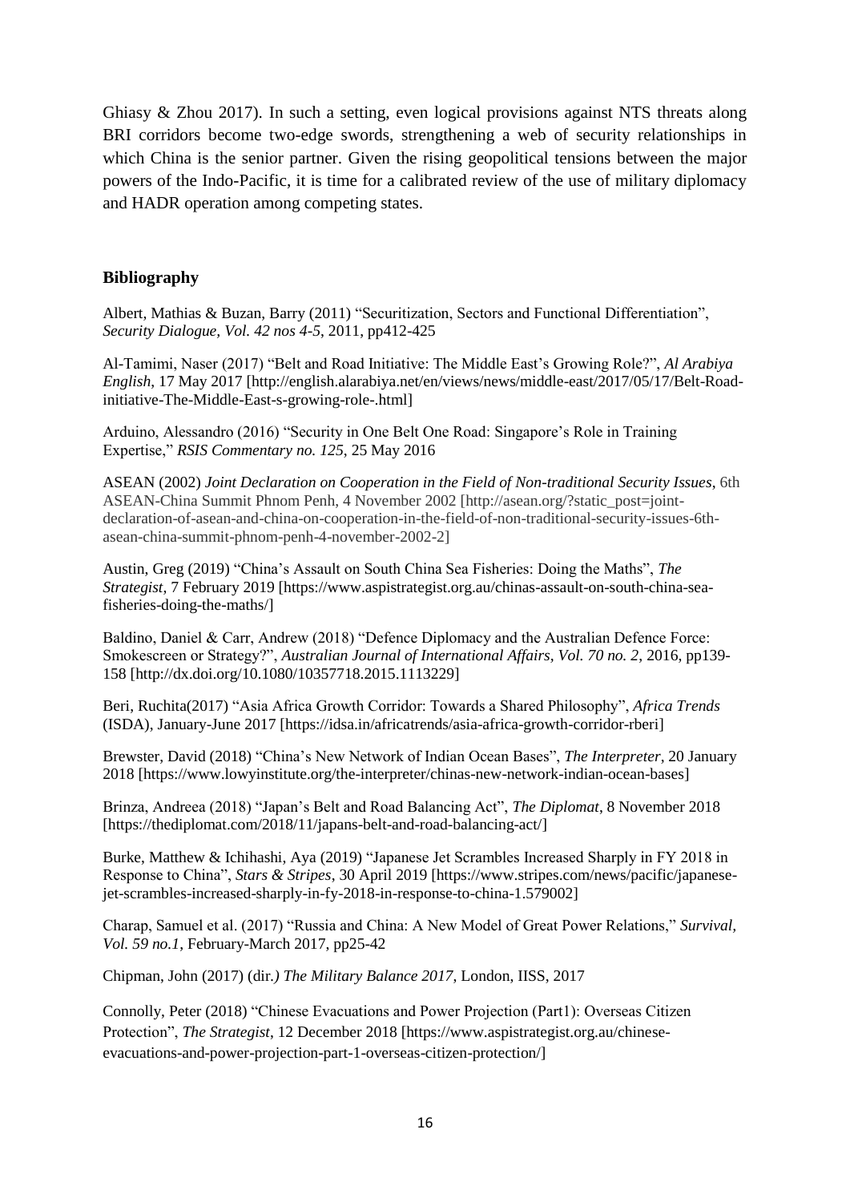Ghiasy & Zhou 2017). In such a setting, even logical provisions against NTS threats along BRI corridors become two-edge swords, strengthening a web of security relationships in which China is the senior partner. Given the rising geopolitical tensions between the major powers of the Indo-Pacific, it is time for a calibrated review of the use of military diplomacy and HADR operation among competing states.

## Bibliography

Albert, Mathias & Buzan, Barry (2011) "Securitization, Sectors and Functional Differentiation", *Security Dialogue, Vol. 42 nos 4-5*, 2011, pp412-425

Al-Tamimi, Naser (2017) "Belt and Road Initiative: The Middle East's Growing Role?", *Al Arabiya English*, 17 May 2017 [http://english.alarabiya.net/en/views/news/middle-east/2017/05/17/Belt-Road-initiative-The-Middle-East-s-growing-role-.html]

Arduino, Alessandro (2016) "Security in One Belt One Road: Singapore's Role in Training Expertise," *RSIS Commentary no. 125*, 25 May 2016

ASEAN (2002) *Joint Declaration on Cooperation in the Field of Non-traditional Security Issues*, 6th ASEAN-China Summit Phnom Penh, 4 November 2002 [http://asean.org/?static_post=joint-declaration-of-asean-and-china-on-cooperation-in-the-field-of-non-traditional-security-issues-6th-asean-china-summit-phnom-penh-4-november-2002-2]

Austin, Greg (2019) "China's Assault on South China Sea Fisheries: Doing the Maths", *The Strategist*, 7 February 2019 [https://www.aspistrategist.org.au/chinas-assault-on-south-china-sea-fisheries-doing-the-maths/]

Baldino, Daniel & Carr, Andrew (2018) "Defence Diplomacy and the Australian Defence Force: Smokescreen or Strategy?", *Australian Journal of International Affairs, Vol. 70 no. 2*, 2016, pp139-158 [http://dx.doi.org/10.1080/10357718.2015.1113229]

Beri, Ruchita(2017) "Asia Africa Growth Corridor: Towards a Shared Philosophy", *Africa Trends* (ISDA), January-June 2017 [https://idsa.in/africatrends/asia-africa-growth-corridor-rberi]

Brewster, David (2018) "China's New Network of Indian Ocean Bases", *The Interpreter*, 20 January 2018 [https://www.lowyinstitute.org/the-interpreter/chinas-new-network-indian-ocean-bases]

Brinza, Andreea (2018) "Japan's Belt and Road Balancing Act", *The Diplomat*, 8 November 2018 [https://thediplomat.com/2018/11/japans-belt-and-road-balancing-act/]

Burke, Matthew & Ichihashi, Aya (2019) "Japanese Jet Scrambles Increased Sharply in FY 2018 in Response to China", *Stars & Stripes*, 30 April 2019 [https://www.stripes.com/news/pacific/japanese-jet-scrambles-increased-sharply-in-fy-2018-in-response-to-china-1.579002]

Charap, Samuel et al. (2017) "Russia and China: A New Model of Great Power Relations," *Survival, Vol. 59 no.1*, February-March 2017, pp25-42

Chipman, John (2017) (dir.) *The Military Balance 2017*, London, IISS, 2017

Connolly, Peter (2018) "Chinese Evacuations and Power Projection (Part1): Overseas Citizen Protection", *The Strategist*, 12 December 2018 [https://www.aspistrategist.org.au/chinese-evacuations-and-power-projection-part-1-overseas-citizen-protection/]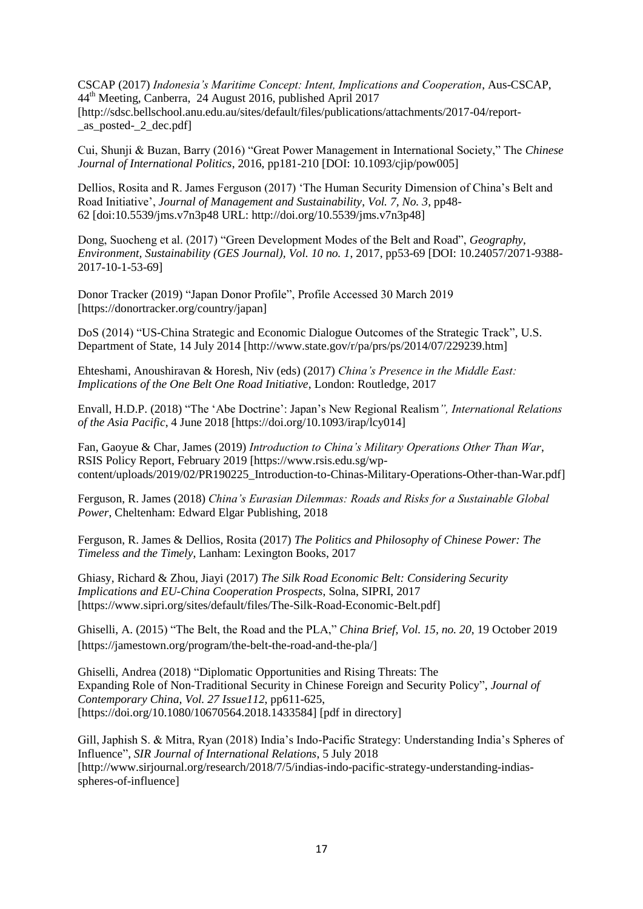CSCAP (2017) *Indonesia's Maritime Concept: Intent, Implications and Cooperation*, Aus-CSCAP, 44th Meeting, Canberra, 24 August 2016, published April 2017 [http://sdsc.bellschool.anu.edu.au/sites/default/files/publications/attachments/2017-04/report-_as_posted-_2_dec.pdf]

Cui, Shunji & Buzan, Barry (2016) "Great Power Management in International Society," The *Chinese Journal of International Politics*, 2016, pp181-210 [DOI: 10.1093/cjip/pow005]

Dellios, Rosita and R. James Ferguson (2017) 'The Human Security Dimension of China's Belt and Road Initiative', *Journal of Management and Sustainability, Vol. 7, No. 3*, pp48-62 [doi:10.5539/jms.v7n3p48 URL: http://doi.org/10.5539/jms.v7n3p48]

Dong, Suocheng et al. (2017) "Green Development Modes of the Belt and Road", *Geography, Environment, Sustainability (GES Journal), Vol. 10 no. 1*, 2017, pp53-69 [DOI: 10.24057/2071-9388-2017-10-1-53-69]

Donor Tracker (2019) "Japan Donor Profile", Profile Accessed 30 March 2019 [https://donortracker.org/country/japan]

DoS (2014) "US-China Strategic and Economic Dialogue Outcomes of the Strategic Track", U.S. Department of State, 14 July 2014 [http://www.state.gov/r/pa/prs/ps/2014/07/229239.htm]

Ehteshami, Anoushiravan & Horesh, Niv (eds) (2017) *China's Presence in the Middle East: Implications of the One Belt One Road Initiative*, London: Routledge, 2017

Envall, H.D.P. (2018) "The 'Abe Doctrine': Japan's New Regional Realism*", International Relations of the Asia Pacific*, 4 June 2018 [https://doi.org/10.1093/irap/lcy014]

Fan, Gaoyue & Char, James (2019) *Introduction to China's Military Operations Other Than War*, RSIS Policy Report, February 2019 [https://www.rsis.edu.sg/wp-content/uploads/2019/02/PR190225_Introduction-to-Chinas-Military-Operations-Other-than-War.pdf]

Ferguson, R. James (2018) *China's Eurasian Dilemmas: Roads and Risks for a Sustainable Global Power*, Cheltenham: Edward Elgar Publishing, 2018

Ferguson, R. James & Dellios, Rosita (2017) *The Politics and Philosophy of Chinese Power: The Timeless and the Timely*, Lanham: Lexington Books, 2017

Ghiasy, Richard & Zhou, Jiayi (2017) *The Silk Road Economic Belt: Considering Security Implications and EU-China Cooperation Prospects*, Solna, SIPRI, 2017 [https://www.sipri.org/sites/default/files/The-Silk-Road-Economic-Belt.pdf]

Ghiselli, A. (2015) "The Belt, the Road and the PLA," *China Brief, Vol. 15, no. 20*, 19 October 2019 [https://jamestown.org/program/the-belt-the-road-and-the-pla/]

Ghiselli, Andrea (2018) "Diplomatic Opportunities and Rising Threats: The Expanding Role of Non-Traditional Security in Chinese Foreign and Security Policy", *Journal of Contemporary China, Vol. 27 Issue112*, pp611-625, [https://doi.org/10.1080/10670564.2018.1433584] [pdf in directory]

Gill, Japhish S. & Mitra, Ryan (2018) India's Indo-Pacific Strategy: Understanding India's Spheres of Influence", *SIR Journal of International Relations*, 5 July 2018 [http://www.sirjournal.org/research/2018/7/5/indias-indo-pacific-strategy-understanding-indias-spheres-of-influence]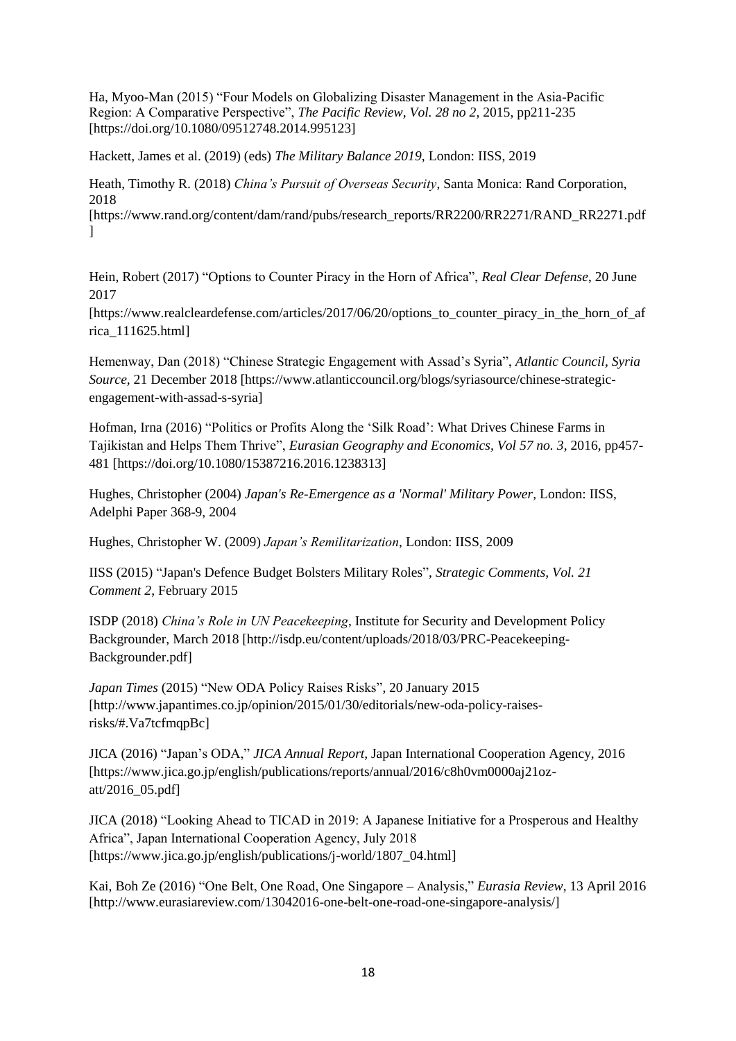Ha, Myoo-Man (2015) "Four Models on Globalizing Disaster Management in the Asia-Pacific Region: A Comparative Perspective", *The Pacific Review, Vol. 28 no 2*, 2015, pp211-235 [https://doi.org/10.1080/09512748.2014.995123]

Hackett, James et al. (2019) (eds) *The Military Balance 2019*, London: IISS, 2019

Heath, Timothy R. (2018) *China's Pursuit of Overseas Security*, Santa Monica: Rand Corporation, 2018 [https://www.rand.org/content/dam/rand/pubs/research_reports/RR2200/RR2271/RAND_RR2271.pdf]

Hein, Robert (2017) "Options to Counter Piracy in the Horn of Africa", *Real Clear Defense*, 20 June 2017 [https://www.realcleardefense.com/articles/2017/06/20/options_to_counter_piracy_in_the_horn_of_africa_111625.html]

Hemenway, Dan (2018) "Chinese Strategic Engagement with Assad's Syria", *Atlantic Council, Syria Source*, 21 December 2018 [https://www.atlanticcouncil.org/blogs/syriasource/chinese-strategic-engagement-with-assad-s-syria]

Hofman, Irna (2016) "Politics or Profits Along the 'Silk Road': What Drives Chinese Farms in Tajikistan and Helps Them Thrive", *Eurasian Geography and Economics, Vol 57 no. 3*, 2016, pp457-481 [https://doi.org/10.1080/15387216.2016.1238313]

Hughes, Christopher (2004) *Japan's Re-Emergence as a 'Normal' Military Power*, London: IISS, Adelphi Paper 368-9, 2004

Hughes, Christopher W. (2009) *Japan's Remilitarization*, London: IISS, 2009

IISS (2015) "Japan's Defence Budget Bolsters Military Roles", *Strategic Comments, Vol. 21 Comment 2*, February 2015

ISDP (2018) *China's Role in UN Peacekeeping*, Institute for Security and Development Policy Backgrounder, March 2018 [http://isdp.eu/content/uploads/2018/03/PRC-Peacekeeping-Backgrounder.pdf]

*Japan Times* (2015) "New ODA Policy Raises Risks", 20 January 2015 [http://www.japantimes.co.jp/opinion/2015/01/30/editorials/new-oda-policy-raises-risks/#.Va7tcfmqpBc]

JICA (2016) "Japan's ODA," *JICA Annual Report*, Japan International Cooperation Agency, 2016 [https://www.jica.go.jp/english/publications/reports/annual/2016/c8h0vm0000aj21oz-att/2016_05.pdf]

JICA (2018) "Looking Ahead to TICAD in 2019: A Japanese Initiative for a Prosperous and Healthy Africa", Japan International Cooperation Agency, July 2018 [https://www.jica.go.jp/english/publications/j-world/1807_04.html]

Kai, Boh Ze (2016) "One Belt, One Road, One Singapore – Analysis," *Eurasia Review*, 13 April 2016 [http://www.eurasiareview.com/13042016-one-belt-one-road-one-singapore-analysis/]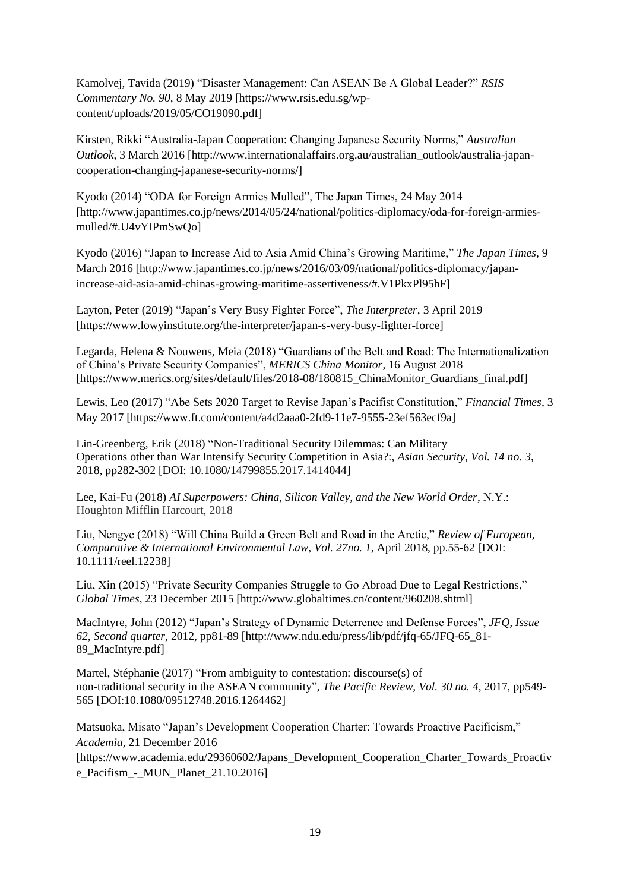Kamolvej, Tavida (2019) "Disaster Management: Can ASEAN Be A Global Leader?" *RSIS Commentary No. 90*, 8 May 2019 [https://www.rsis.edu.sg/wp-content/uploads/2019/05/CO19090.pdf]

Kirsten, Rikki "Australia-Japan Cooperation: Changing Japanese Security Norms," *Australian Outlook*, 3 March 2016 [http://www.internationalaffairs.org.au/australian_outlook/australia-japan-cooperation-changing-japanese-security-norms/]

Kyodo (2014) "ODA for Foreign Armies Mulled", The Japan Times, 24 May 2014 [http://www.japantimes.co.jp/news/2014/05/24/national/politics-diplomacy/oda-for-foreign-armies-mulled/#.U4vYIPmSwQo]

Kyodo (2016) "Japan to Increase Aid to Asia Amid China's Growing Maritime," *The Japan Times*, 9 March 2016 [http://www.japantimes.co.jp/news/2016/03/09/national/politics-diplomacy/japan-increase-aid-asia-amid-chinas-growing-maritime-assertiveness/#.V1PkxPl95hF]

Layton, Peter (2019) "Japan's Very Busy Fighter Force", *The Interpreter*, 3 April 2019 [https://www.lowyinstitute.org/the-interpreter/japan-s-very-busy-fighter-force]

Legarda, Helena & Nouwens, Meia (2018) "Guardians of the Belt and Road: The Internationalization of China's Private Security Companies", *MERICS China Monitor*, 16 August 2018 [https://www.merics.org/sites/default/files/2018-08/180815_ChinaMonitor_Guardians_final.pdf]

Lewis, Leo (2017) "Abe Sets 2020 Target to Revise Japan's Pacifist Constitution," *Financial Times*, 3 May 2017 [https://www.ft.com/content/a4d2aaa0-2fd9-11e7-9555-23ef563ecf9a]

Lin-Greenberg, Erik (2018) "Non-Traditional Security Dilemmas: Can Military Operations other than War Intensify Security Competition in Asia?:, *Asian Security, Vol. 14 no. 3*, 2018, pp282-302 [DOI: 10.1080/14799855.2017.1414044]

Lee, Kai-Fu (2018) *AI Superpowers: China, Silicon Valley, and the New World Order*, N.Y.: Houghton Mifflin Harcourt, 2018

Liu, Nengye (2018) "Will China Build a Green Belt and Road in the Arctic," *Review of European, Comparative & International Environmental Law*, *Vol. 27no. 1*, April 2018, pp.55-62 [DOI: 10.1111/reel.12238]

Liu, Xin (2015) "Private Security Companies Struggle to Go Abroad Due to Legal Restrictions," *Global Times*, 23 December 2015 [http://www.globaltimes.cn/content/960208.shtml]

MacIntyre, John (2012) "Japan's Strategy of Dynamic Deterrence and Defense Forces", *JFQ, Issue 62, Second quarter*, 2012, pp81-89 [http://www.ndu.edu/press/lib/pdf/jfq-65/JFQ-65_81-89_MacIntyre.pdf]

Martel, Stéphanie (2017) "From ambiguity to contestation: discourse(s) of non-traditional security in the ASEAN community", *The Pacific Review, Vol. 30 no. 4*, 2017, pp549-565 [DOI:10.1080/09512748.2016.1264462]

Matsuoka, Misato "Japan's Development Cooperation Charter: Towards Proactive Pacificism," *Academia*, 21 December 2016 [https://www.academia.edu/29360602/Japans_Development_Cooperation_Charter_Towards_Proactive_Pacifism_-_MUN_Planet_21.10.2016]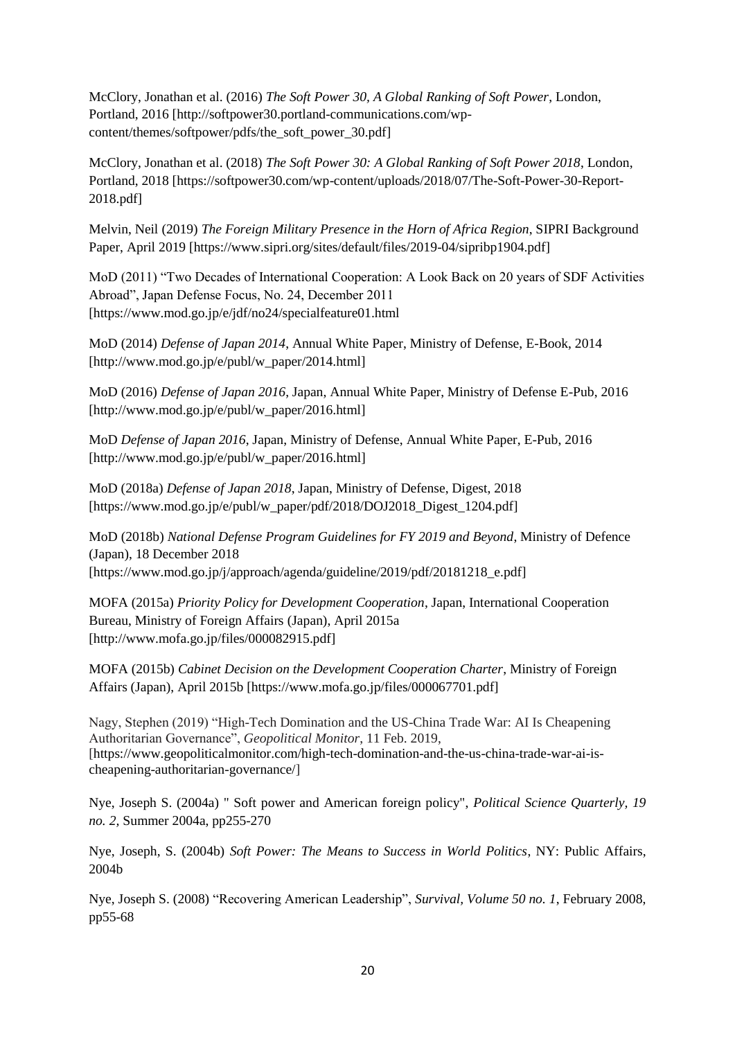McClory, Jonathan et al. (2016) *The Soft Power 30, A Global Ranking of Soft Power*, London, Portland, 2016 [http://softpower30.portland-communications.com/wp-content/themes/softpower/pdfs/the_soft_power_30.pdf]

McClory, Jonathan et al. (2018) *The Soft Power 30: A Global Ranking of Soft Power 2018*, London, Portland, 2018 [https://softpower30.com/wp-content/uploads/2018/07/The-Soft-Power-30-Report-2018.pdf]

Melvin, Neil (2019) *The Foreign Military Presence in the Horn of Africa Region*, SIPRI Background Paper, April 2019 [https://www.sipri.org/sites/default/files/2019-04/sipribp1904.pdf]

MoD (2011) "Two Decades of International Cooperation: A Look Back on 20 years of SDF Activities Abroad", Japan Defense Focus, No. 24, December 2011 [https://www.mod.go.jp/e/jdf/no24/specialfeature01.html

MoD (2014) *Defense of Japan 2014*, Annual White Paper, Ministry of Defense, E-Book, 2014 [http://www.mod.go.jp/e/publ/w_paper/2014.html]

MoD (2016) *Defense of Japan 2016*, Japan, Annual White Paper, Ministry of Defense E-Pub, 2016 [http://www.mod.go.jp/e/publ/w_paper/2016.html]

MoD *Defense of Japan 2016*, Japan, Ministry of Defense, Annual White Paper, E-Pub, 2016 [http://www.mod.go.jp/e/publ/w_paper/2016.html]

MoD (2018a) *Defense of Japan 2018*, Japan, Ministry of Defense, Digest, 2018 [https://www.mod.go.jp/e/publ/w_paper/pdf/2018/DOJ2018_Digest_1204.pdf]

MoD (2018b) *National Defense Program Guidelines for FY 2019 and Beyond*, Ministry of Defence (Japan), 18 December 2018 [https://www.mod.go.jp/j/approach/agenda/guideline/2019/pdf/20181218_e.pdf]

MOFA (2015a) *Priority Policy for Development Cooperation*, Japan, International Cooperation Bureau, Ministry of Foreign Affairs (Japan), April 2015a [http://www.mofa.go.jp/files/000082915.pdf]

MOFA (2015b) *Cabinet Decision on the Development Cooperation Charter*, Ministry of Foreign Affairs (Japan), April 2015b [https://www.mofa.go.jp/files/000067701.pdf]

Nagy, Stephen (2019) "High-Tech Domination and the US-China Trade War: AI Is Cheapening Authoritarian Governance", *Geopolitical Monitor*, 11 Feb. 2019, [https://www.geopoliticalmonitor.com/high-tech-domination-and-the-us-china-trade-war-ai-is-cheapening-authoritarian-governance/]

Nye, Joseph S. (2004a) " Soft power and American foreign policy", *Political Science Quarterly, 19 no. 2*, Summer 2004a, pp255-270

Nye, Joseph, S. (2004b) *Soft Power: The Means to Success in World Politics*, NY: Public Affairs, 2004b

Nye, Joseph S. (2008) "Recovering American Leadership", *Survival, Volume 50 no. 1*, February 2008, pp55-68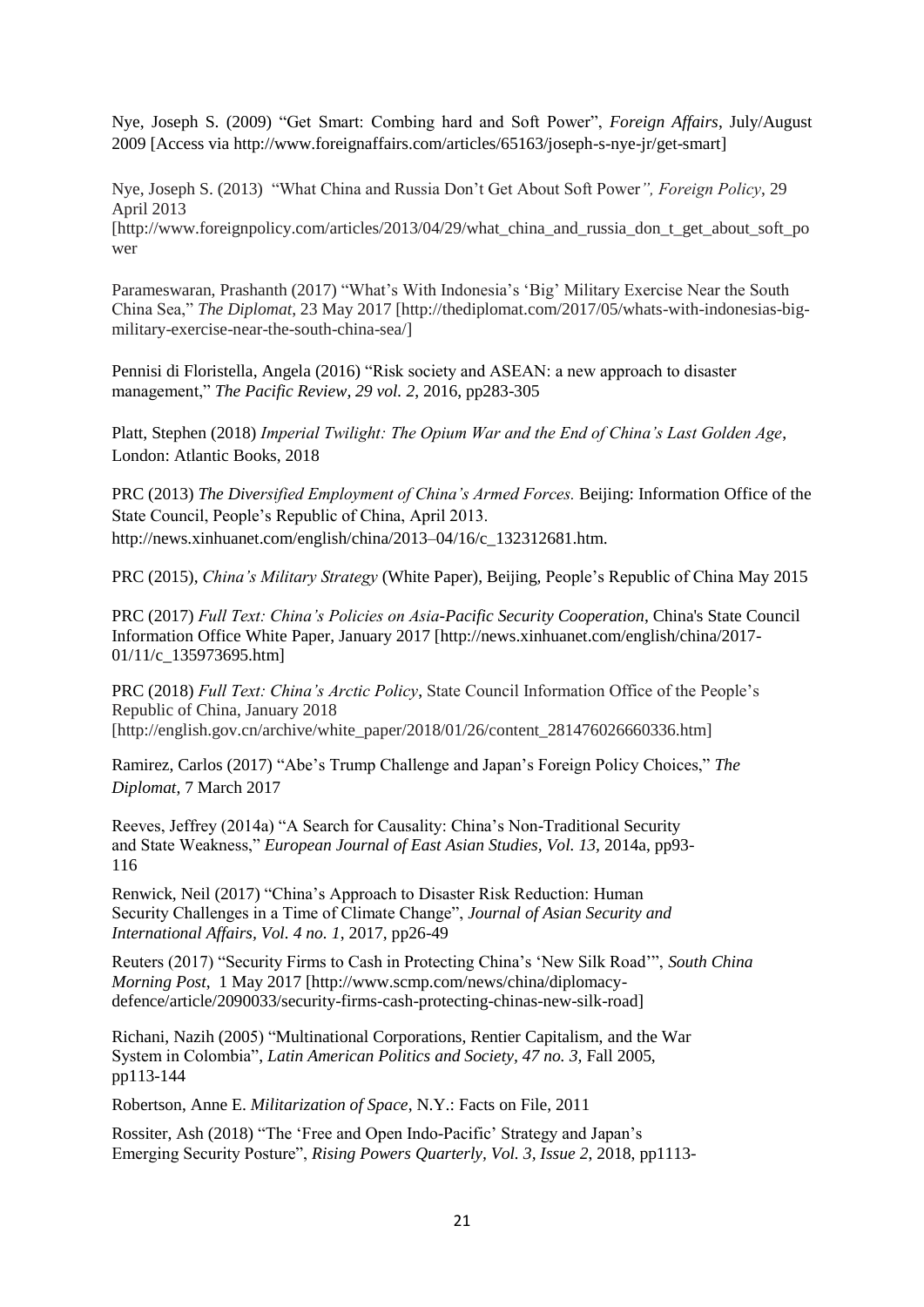Nye, Joseph S. (2009) "Get Smart: Combing hard and Soft Power", *Foreign Affairs*, July/August 2009 [Access via http://www.foreignaffairs.com/articles/65163/joseph-s-nye-jr/get-smart]

Nye, Joseph S. (2013) "What China and Russia Don't Get About Soft Power*", Foreign Policy*, 29 April 2013 [http://www.foreignpolicy.com/articles/2013/04/29/what_china_and_russia_don_t_get_about_soft_power

Parameswaran, Prashanth (2017) "What's With Indonesia's 'Big' Military Exercise Near the South China Sea," *The Diplomat*, 23 May 2017 [http://thediplomat.com/2017/05/whats-with-indonesias-big-military-exercise-near-the-south-china-sea/]

Pennisi di Floristella, Angela (2016) "Risk society and ASEAN: a new approach to disaster management," *The Pacific Review, 29 vol. 2*, 2016, pp283-305

Platt, Stephen (2018) *Imperial Twilight: The Opium War and the End of China's Last Golden Age*, London: Atlantic Books, 2018

PRC (2013) *The Diversified Employment of China's Armed Forces.* Beijing: Information Office of the State Council, People's Republic of China, April 2013. http://news.xinhuanet.com/english/china/2013–04/16/c_132312681.htm.

PRC (2015), *China's Military Strategy* (White Paper), Beijing, People's Republic of China May 2015

PRC (2017) *Full Text: China's Policies on Asia-Pacific Security Cooperation*, China's State Council Information Office White Paper, January 2017 [http://news.xinhuanet.com/english/china/2017-01/11/c_135973695.htm]

PRC (2018) *Full Text: China's Arctic Policy*, State Council Information Office of the People's Republic of China, January 2018 [http://english.gov.cn/archive/white_paper/2018/01/26/content_281476026660336.htm]

Ramirez, Carlos (2017) "Abe's Trump Challenge and Japan's Foreign Policy Choices," *The Diplomat*, 7 March 2017

Reeves, Jeffrey (2014a) "A Search for Causality: China's Non-Traditional Security and State Weakness," *European Journal of East Asian Studies, Vol. 13*, 2014a, pp93-116

Renwick, Neil (2017) "China's Approach to Disaster Risk Reduction: Human Security Challenges in a Time of Climate Change", *Journal of Asian Security and International Affairs, Vol. 4 no. 1*, 2017, pp26-49

Reuters (2017) "Security Firms to Cash in Protecting China's 'New Silk Road'", *South China Morning Post*, 1 May 2017 [http://www.scmp.com/news/china/diplomacy-defence/article/2090033/security-firms-cash-protecting-chinas-new-silk-road]

Richani, Nazih (2005) "Multinational Corporations, Rentier Capitalism, and the War System in Colombia", *Latin American Politics and Society, 47 no. 3,* Fall 2005, pp113-144

Robertson, Anne E. *Militarization of Space*, N.Y.: Facts on File, 2011

Rossiter, Ash (2018) "The 'Free and Open Indo-Pacific' Strategy and Japan's Emerging Security Posture", *Rising Powers Quarterly, Vol. 3, Issue 2,* 2018, pp1113-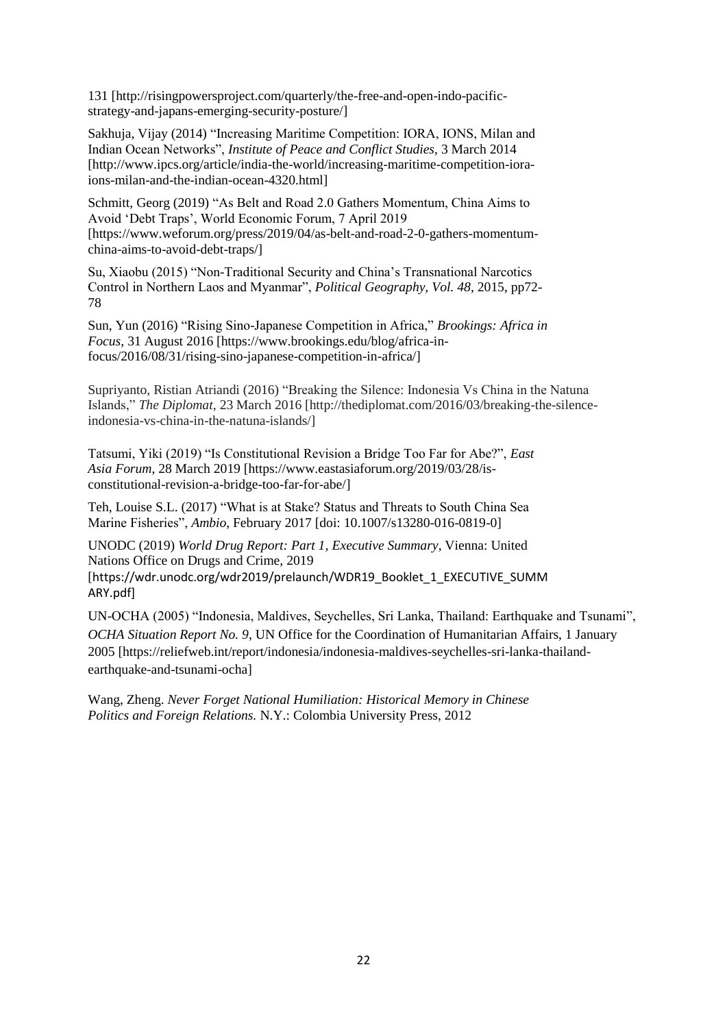131 [http://risingpowersproject.com/quarterly/the-free-and-open-indo-pacific-strategy-and-japans-emerging-security-posture/]

Sakhuja, Vijay (2014) "Increasing Maritime Competition: IORA, IONS, Milan and Indian Ocean Networks", *Institute of Peace and Conflict Studies*, 3 March 2014 [http://www.ipcs.org/article/india-the-world/increasing-maritime-competition-iora-ions-milan-and-the-indian-ocean-4320.html]

Schmitt, Georg (2019) "As Belt and Road 2.0 Gathers Momentum, China Aims to Avoid 'Debt Traps', World Economic Forum, 7 April 2019 [https://www.weforum.org/press/2019/04/as-belt-and-road-2-0-gathers-momentum-china-aims-to-avoid-debt-traps/]

Su, Xiaobu (2015) "Non-Traditional Security and China's Transnational Narcotics Control in Northern Laos and Myanmar", *Political Geography, Vol. 48*, 2015, pp72-78

Sun, Yun (2016) "Rising Sino-Japanese Competition in Africa," *Brookings: Africa in Focus*, 31 August 2016 [https://www.brookings.edu/blog/africa-in-focus/2016/08/31/rising-sino-japanese-competition-in-africa/]

Supriyanto, Ristian Atriandi (2016) "Breaking the Silence: Indonesia Vs China in the Natuna Islands," *The Diplomat*, 23 March 2016 [http://thediplomat.com/2016/03/breaking-the-silence-indonesia-vs-china-in-the-natuna-islands/]

Tatsumi, Yiki (2019) "Is Constitutional Revision a Bridge Too Far for Abe?", *East Asia Forum*, 28 March 2019 [https://www.eastasiaforum.org/2019/03/28/is-constitutional-revision-a-bridge-too-far-for-abe/]

Teh, Louise S.L. (2017) "What is at Stake? Status and Threats to South China Sea Marine Fisheries", *Ambio*, February 2017 [doi: 10.1007/s13280-016-0819-0]

UNODC (2019) *World Drug Report: Part 1, Executive Summary*, Vienna: United Nations Office on Drugs and Crime, 2019 [https://wdr.unodc.org/wdr2019/prelaunch/WDR19_Booklet_1_EXECUTIVE_SUMMARY.pdf]

UN-OCHA (2005) "Indonesia, Maldives, Seychelles, Sri Lanka, Thailand: Earthquake and Tsunami", *OCHA Situation Report No. 9*, UN Office for the Coordination of Humanitarian Affairs, 1 January 2005 [https://reliefweb.int/report/indonesia/indonesia-maldives-seychelles-sri-lanka-thailand-earthquake-and-tsunami-ocha]

Wang, Zheng. *Never Forget National Humiliation: Historical Memory in Chinese Politics and Foreign Relations.* N.Y.: Colombia University Press, 2012